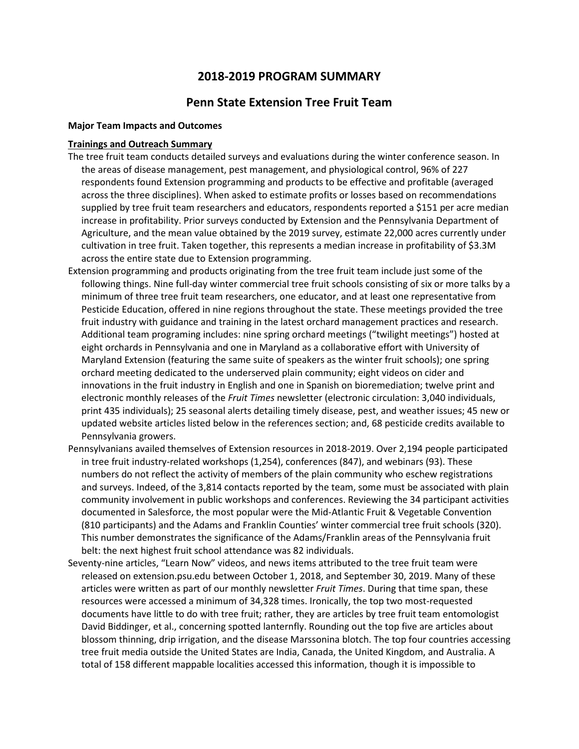# 2018-2019 PROGRAM SUMMARY

## Penn State Extension Tree Fruit Team

**Major Team Impacts and Outcomes**

**Trainings and Outreach Summary**

The tree fruit team conducts detailed surveys and evaluations during the winter conference season. In the areas of disease management, pest management, and physiological control, 96% of 227 respondents found Extension programming and products to be effective and profitable (averaged across the three disciplines). When asked to estimate profits or losses based on recommendations supplied by tree fruit team researchers and educators, respondents reported a $151 per acre median increase in profitability. Prior surveys conducted by Extension and the Pennsylvania Department of Agriculture, and the mean value obtained by the 2019 survey, estimate 22,000 acres currently under cultivation in tree fruit. Taken together, this represents a median increase in profitability of $3.3M across the entire state due to Extension programming.

Extension programming and products originating from the tree fruit team include just some of the following things. Nine full-day winter commercial tree fruit schools consisting of six or more talks by a minimum of three tree fruit team researchers, one educator, and at least one representative from Pesticide Education, offered in nine regions throughout the state. These meetings provided the tree fruit industry with guidance and training in the latest orchard management practices and research. Additional team programing includes: nine spring orchard meetings ("twilight meetings") hosted at eight orchards in Pennsylvania and one in Maryland as a collaborative effort with University of Maryland Extension (featuring the same suite of speakers as the winter fruit schools); one spring orchard meeting dedicated to the underserved plain community; eight videos on cider and innovations in the fruit industry in English and one in Spanish on bioremediation; twelve print and electronic monthly releases of the *Fruit Times* newsletter (electronic circulation: 3,040 individuals, print 435 individuals); 25 seasonal alerts detailing timely disease, pest, and weather issues; 45 new or updated website articles listed below in the references section; and, 68 pesticide credits available to Pennsylvania growers.

Pennsylvanians availed themselves of Extension resources in 2018-2019. Over 2,194 people participated in tree fruit industry-related workshops (1,254), conferences (847), and webinars (93). These numbers do not reflect the activity of members of the plain community who eschew registrations and surveys. Indeed, of the 3,814 contacts reported by the team, some must be associated with plain community involvement in public workshops and conferences. Reviewing the 34 participant activities documented in Salesforce, the most popular were the Mid-Atlantic Fruit & Vegetable Convention (810 participants) and the Adams and Franklin Counties' winter commercial tree fruit schools (320). This number demonstrates the significance of the Adams/Franklin areas of the Pennsylvania fruit belt: the next highest fruit school attendance was 82 individuals.

Seventy-nine articles, "Learn Now" videos, and news items attributed to the tree fruit team were released on extension.psu.edu between October 1, 2018, and September 30, 2019. Many of these articles were written as part of our monthly newsletter *Fruit Times*. During that time span, these resources were accessed a minimum of 34,328 times. Ironically, the top two most-requested documents have little to do with tree fruit; rather, they are articles by tree fruit team entomologist David Biddinger, et al., concerning spotted lanternfly. Rounding out the top five are articles about blossom thinning, drip irrigation, and the disease Marssonina blotch. The top four countries accessing tree fruit media outside the United States are India, Canada, the United Kingdom, and Australia. A total of 158 different mappable localities accessed this information, though it is impossible to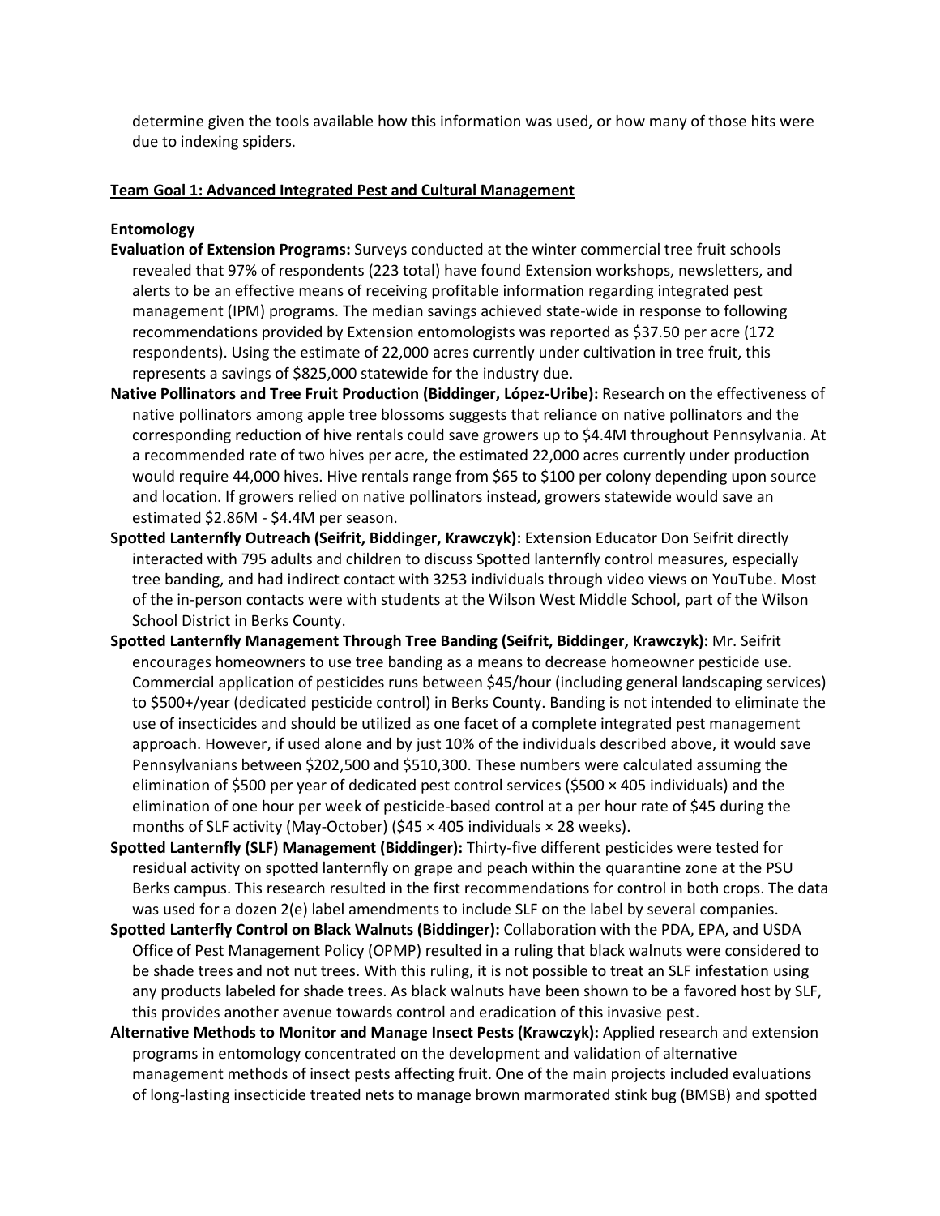determine given the tools available how this information was used, or how many of those hits were due to indexing spiders.

## Team Goal 1: Advanced Integrated Pest and Cultural Management

### Entomology

**Evaluation of Extension Programs:** Surveys conducted at the winter commercial tree fruit schools revealed that 97% of respondents (223 total) have found Extension workshops, newsletters, and alerts to be an effective means of receiving profitable information regarding integrated pest management (IPM) programs. The median savings achieved state-wide in response to following recommendations provided by Extension entomologists was reported as $37.50 per acre (172 respondents). Using the estimate of 22,000 acres currently under cultivation in tree fruit, this represents a savings of $825,000 statewide for the industry due.

**Native Pollinators and Tree Fruit Production (Biddinger, López-Uribe):** Research on the effectiveness of native pollinators among apple tree blossoms suggests that reliance on native pollinators and the corresponding reduction of hive rentals could save growers up to $4.4M throughout Pennsylvania. At a recommended rate of two hives per acre, the estimated 22,000 acres currently under production would require 44,000 hives. Hive rentals range from $65 to $100 per colony depending upon source and location. If growers relied on native pollinators instead, growers statewide would save an estimated $2.86M - $4.4M per season.

**Spotted Lanternfly Outreach (Seifrit, Biddinger, Krawczyk):** Extension Educator Don Seifrit directly interacted with 795 adults and children to discuss Spotted lanternfly control measures, especially tree banding, and had indirect contact with 3253 individuals through video views on YouTube. Most of the in-person contacts were with students at the Wilson West Middle School, part of the Wilson School District in Berks County.

**Spotted Lanternfly Management Through Tree Banding (Seifrit, Biddinger, Krawczyk):** Mr. Seifrit encourages homeowners to use tree banding as a means to decrease homeowner pesticide use. Commercial application of pesticides runs between $45/hour (including general landscaping services) to $500+/year (dedicated pesticide control) in Berks County. Banding is not intended to eliminate the use of insecticides and should be utilized as one facet of a complete integrated pest management approach. However, if used alone and by just 10% of the individuals described above, it would save Pennsylvanians between $202,500 and $510,300. These numbers were calculated assuming the elimination of $500 per year of dedicated pest control services ($500 × 405 individuals) and the elimination of one hour per week of pesticide-based control at a per hour rate of $45 during the months of SLF activity (May-October) ($45 × 405 individuals × 28 weeks).

**Spotted Lanternfly (SLF) Management (Biddinger):** Thirty-five different pesticides were tested for residual activity on spotted lanternfly on grape and peach within the quarantine zone at the PSU Berks campus. This research resulted in the first recommendations for control in both crops. The data was used for a dozen 2(e) label amendments to include SLF on the label by several companies.

**Spotted Lanterfly Control on Black Walnuts (Biddinger):** Collaboration with the PDA, EPA, and USDA Office of Pest Management Policy (OPMP) resulted in a ruling that black walnuts were considered to be shade trees and not nut trees. With this ruling, it is not possible to treat an SLF infestation using any products labeled for shade trees. As black walnuts have been shown to be a favored host by SLF, this provides another avenue towards control and eradication of this invasive pest.

**Alternative Methods to Monitor and Manage Insect Pests (Krawczyk):** Applied research and extension programs in entomology concentrated on the development and validation of alternative management methods of insect pests affecting fruit. One of the main projects included evaluations of long-lasting insecticide treated nets to manage brown marmorated stink bug (BMSB) and spotted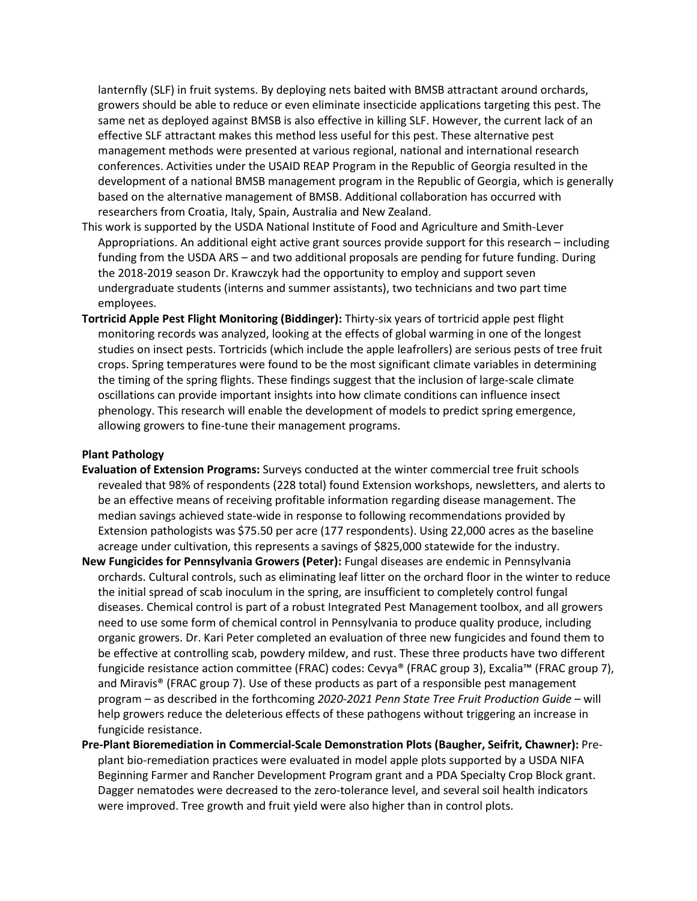lanternfly (SLF) in fruit systems. By deploying nets baited with BMSB attractant around orchards, growers should be able to reduce or even eliminate insecticide applications targeting this pest. The same net as deployed against BMSB is also effective in killing SLF. However, the current lack of an effective SLF attractant makes this method less useful for this pest. These alternative pest management methods were presented at various regional, national and international research conferences. Activities under the USAID REAP Program in the Republic of Georgia resulted in the development of a national BMSB management program in the Republic of Georgia, which is generally based on the alternative management of BMSB. Additional collaboration has occurred with researchers from Croatia, Italy, Spain, Australia and New Zealand.

This work is supported by the USDA National Institute of Food and Agriculture and Smith-Lever Appropriations. An additional eight active grant sources provide support for this research – including funding from the USDA ARS – and two additional proposals are pending for future funding. During the 2018-2019 season Dr. Krawczyk had the opportunity to employ and support seven undergraduate students (interns and summer assistants), two technicians and two part time employees.

**Tortricid Apple Pest Flight Monitoring (Biddinger):** Thirty-six years of tortricid apple pest flight monitoring records was analyzed, looking at the effects of global warming in one of the longest studies on insect pests. Tortricids (which include the apple leafrollers) are serious pests of tree fruit crops. Spring temperatures were found to be the most significant climate variables in determining the timing of the spring flights. These findings suggest that the inclusion of large-scale climate oscillations can provide important insights into how climate conditions can influence insect phenology. This research will enable the development of models to predict spring emergence, allowing growers to fine-tune their management programs.

**Plant Pathology**

**Evaluation of Extension Programs:** Surveys conducted at the winter commercial tree fruit schools revealed that 98% of respondents (228 total) found Extension workshops, newsletters, and alerts to be an effective means of receiving profitable information regarding disease management. The median savings achieved state-wide in response to following recommendations provided by Extension pathologists was $75.50 per acre (177 respondents). Using 22,000 acres as the baseline acreage under cultivation, this represents a savings of $825,000 statewide for the industry.

**New Fungicides for Pennsylvania Growers (Peter):** Fungal diseases are endemic in Pennsylvania orchards. Cultural controls, such as eliminating leaf litter on the orchard floor in the winter to reduce the initial spread of scab inoculum in the spring, are insufficient to completely control fungal diseases. Chemical control is part of a robust Integrated Pest Management toolbox, and all growers need to use some form of chemical control in Pennsylvania to produce quality produce, including organic growers. Dr. Kari Peter completed an evaluation of three new fungicides and found them to be effective at controlling scab, powdery mildew, and rust. These three products have two different fungicide resistance action committee (FRAC) codes: Cevya® (FRAC group 3), Excalia™ (FRAC group 7), and Miravis® (FRAC group 7). Use of these products as part of a responsible pest management program – as described in the forthcoming *2020-2021 Penn State Tree Fruit Production Guide* – will help growers reduce the deleterious effects of these pathogens without triggering an increase in fungicide resistance.

**Pre-Plant Bioremediation in Commercial-Scale Demonstration Plots (Baugher, Seifrit, Chawner):** Pre-plant bio-remediation practices were evaluated in model apple plots supported by a USDA NIFA Beginning Farmer and Rancher Development Program grant and a PDA Specialty Crop Block grant. Dagger nematodes were decreased to the zero-tolerance level, and several soil health indicators were improved. Tree growth and fruit yield were also higher than in control plots.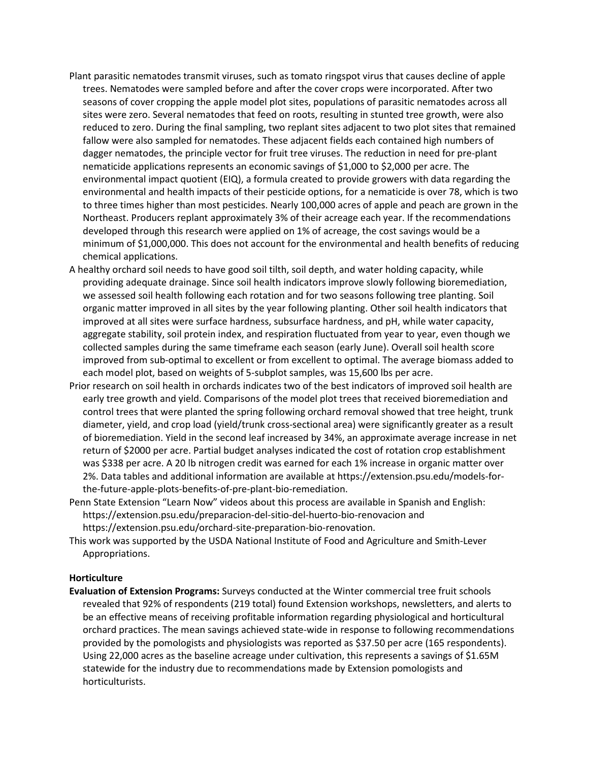Plant parasitic nematodes transmit viruses, such as tomato ringspot virus that causes decline of apple trees. Nematodes were sampled before and after the cover crops were incorporated. After two seasons of cover cropping the apple model plot sites, populations of parasitic nematodes across all sites were zero. Several nematodes that feed on roots, resulting in stunted tree growth, were also reduced to zero. During the final sampling, two replant sites adjacent to two plot sites that remained fallow were also sampled for nematodes. These adjacent fields each contained high numbers of dagger nematodes, the principle vector for fruit tree viruses. The reduction in need for pre-plant nematicide applications represents an economic savings of $1,000 to $2,000 per acre. The environmental impact quotient (EIQ), a formula created to provide growers with data regarding the environmental and health impacts of their pesticide options, for a nematicide is over 78, which is two to three times higher than most pesticides. Nearly 100,000 acres of apple and peach are grown in the Northeast. Producers replant approximately 3% of their acreage each year. If the recommendations developed through this research were applied on 1% of acreage, the cost savings would be a minimum of $1,000,000. This does not account for the environmental and health benefits of reducing chemical applications.

A healthy orchard soil needs to have good soil tilth, soil depth, and water holding capacity, while providing adequate drainage. Since soil health indicators improve slowly following bioremediation, we assessed soil health following each rotation and for two seasons following tree planting. Soil organic matter improved in all sites by the year following planting. Other soil health indicators that improved at all sites were surface hardness, subsurface hardness, and pH, while water capacity, aggregate stability, soil protein index, and respiration fluctuated from year to year, even though we collected samples during the same timeframe each season (early June). Overall soil health score improved from sub-optimal to excellent or from excellent to optimal. The average biomass added to each model plot, based on weights of 5-subplot samples, was 15,600 lbs per acre.

Prior research on soil health in orchards indicates two of the best indicators of improved soil health are early tree growth and yield. Comparisons of the model plot trees that received bioremediation and control trees that were planted the spring following orchard removal showed that tree height, trunk diameter, yield, and crop load (yield/trunk cross-sectional area) were significantly greater as a result of bioremediation. Yield in the second leaf increased by 34%, an approximate average increase in net return of $2000 per acre. Partial budget analyses indicated the cost of rotation crop establishment was $338 per acre. A 20 lb nitrogen credit was earned for each 1% increase in organic matter over 2%. Data tables and additional information are available at https://extension.psu.edu/models-for-the-future-apple-plots-benefits-of-pre-plant-bio-remediation.

Penn State Extension "Learn Now" videos about this process are available in Spanish and English: https://extension.psu.edu/preparacion-del-sitio-del-huerto-bio-renovacion and https://extension.psu.edu/orchard-site-preparation-bio-renovation.

This work was supported by the USDA National Institute of Food and Agriculture and Smith-Lever Appropriations.

**Horticulture**

**Evaluation of Extension Programs:** Surveys conducted at the Winter commercial tree fruit schools revealed that 92% of respondents (219 total) found Extension workshops, newsletters, and alerts to be an effective means of receiving profitable information regarding physiological and horticultural orchard practices. The mean savings achieved state-wide in response to following recommendations provided by the pomologists and physiologists was reported as $37.50 per acre (165 respondents). Using 22,000 acres as the baseline acreage under cultivation, this represents a savings of $1.65M statewide for the industry due to recommendations made by Extension pomologists and horticulturists.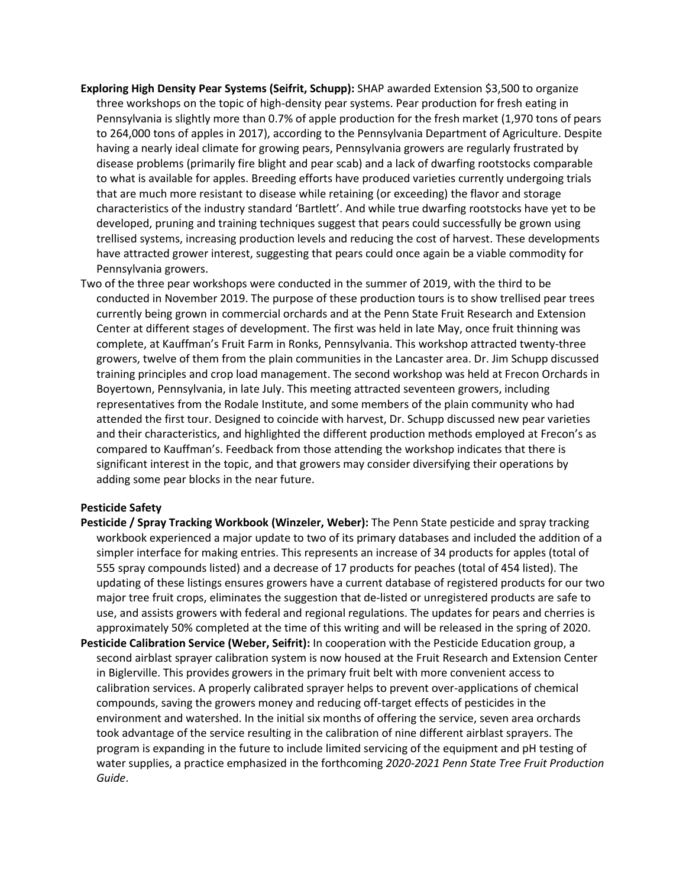**Exploring High Density Pear Systems (Seifrit, Schupp):** SHAP awarded Extension $3,500 to organize three workshops on the topic of high-density pear systems. Pear production for fresh eating in Pennsylvania is slightly more than 0.7% of apple production for the fresh market (1,970 tons of pears to 264,000 tons of apples in 2017), according to the Pennsylvania Department of Agriculture. Despite having a nearly ideal climate for growing pears, Pennsylvania growers are regularly frustrated by disease problems (primarily fire blight and pear scab) and a lack of dwarfing rootstocks comparable to what is available for apples. Breeding efforts have produced varieties currently undergoing trials that are much more resistant to disease while retaining (or exceeding) the flavor and storage characteristics of the industry standard 'Bartlett'. And while true dwarfing rootstocks have yet to be developed, pruning and training techniques suggest that pears could successfully be grown using trellised systems, increasing production levels and reducing the cost of harvest. These developments have attracted grower interest, suggesting that pears could once again be a viable commodity for Pennsylvania growers.

Two of the three pear workshops were conducted in the summer of 2019, with the third to be conducted in November 2019. The purpose of these production tours is to show trellised pear trees currently being grown in commercial orchards and at the Penn State Fruit Research and Extension Center at different stages of development. The first was held in late May, once fruit thinning was complete, at Kauffman's Fruit Farm in Ronks, Pennsylvania. This workshop attracted twenty-three growers, twelve of them from the plain communities in the Lancaster area. Dr. Jim Schupp discussed training principles and crop load management. The second workshop was held at Frecon Orchards in Boyertown, Pennsylvania, in late July. This meeting attracted seventeen growers, including representatives from the Rodale Institute, and some members of the plain community who had attended the first tour. Designed to coincide with harvest, Dr. Schupp discussed new pear varieties and their characteristics, and highlighted the different production methods employed at Frecon's as compared to Kauffman's. Feedback from those attending the workshop indicates that there is significant interest in the topic, and that growers may consider diversifying their operations by adding some pear blocks in the near future.

**Pesticide Safety**

**Pesticide / Spray Tracking Workbook (Winzeler, Weber):** The Penn State pesticide and spray tracking workbook experienced a major update to two of its primary databases and included the addition of a simpler interface for making entries. This represents an increase of 34 products for apples (total of 555 spray compounds listed) and a decrease of 17 products for peaches (total of 454 listed). The updating of these listings ensures growers have a current database of registered products for our two major tree fruit crops, eliminates the suggestion that de-listed or unregistered products are safe to use, and assists growers with federal and regional regulations. The updates for pears and cherries is approximately 50% completed at the time of this writing and will be released in the spring of 2020.

**Pesticide Calibration Service (Weber, Seifrit):** In cooperation with the Pesticide Education group, a second airblast sprayer calibration system is now housed at the Fruit Research and Extension Center in Biglerville. This provides growers in the primary fruit belt with more convenient access to calibration services. A properly calibrated sprayer helps to prevent over-applications of chemical compounds, saving the growers money and reducing off-target effects of pesticides in the environment and watershed. In the initial six months of offering the service, seven area orchards took advantage of the service resulting in the calibration of nine different airblast sprayers. The program is expanding in the future to include limited servicing of the equipment and pH testing of water supplies, a practice emphasized in the forthcoming *2020-2021 Penn State Tree Fruit Production Guide*.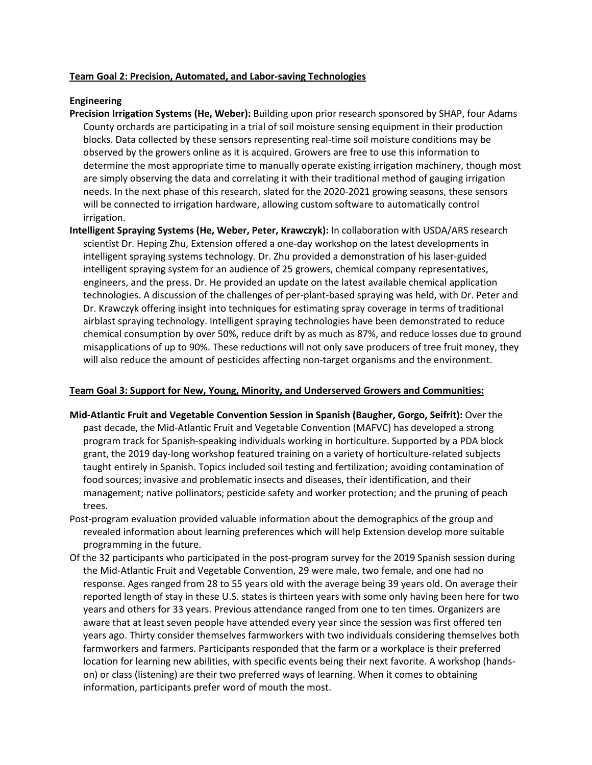**Team Goal 2: Precision, Automated, and Labor-saving Technologies**

**Engineering**

**Precision Irrigation Systems (He, Weber):** Building upon prior research sponsored by SHAP, four Adams County orchards are participating in a trial of soil moisture sensing equipment in their production blocks. Data collected by these sensors representing real-time soil moisture conditions may be observed by the growers online as it is acquired. Growers are free to use this information to determine the most appropriate time to manually operate existing irrigation machinery, though most are simply observing the data and correlating it with their traditional method of gauging irrigation needs. In the next phase of this research, slated for the 2020-2021 growing seasons, these sensors will be connected to irrigation hardware, allowing custom software to automatically control irrigation.

**Intelligent Spraying Systems (He, Weber, Peter, Krawczyk):** In collaboration with USDA/ARS research scientist Dr. Heping Zhu, Extension offered a one-day workshop on the latest developments in intelligent spraying systems technology. Dr. Zhu provided a demonstration of his laser-guided intelligent spraying system for an audience of 25 growers, chemical company representatives, engineers, and the press. Dr. He provided an update on the latest available chemical application technologies. A discussion of the challenges of per-plant-based spraying was held, with Dr. Peter and Dr. Krawczyk offering insight into techniques for estimating spray coverage in terms of traditional airblast spraying technology. Intelligent spraying technologies have been demonstrated to reduce chemical consumption by over 50%, reduce drift by as much as 87%, and reduce losses due to ground misapplications of up to 90%. These reductions will not only save producers of tree fruit money, they will also reduce the amount of pesticides affecting non-target organisms and the environment.

**Team Goal 3: Support for New, Young, Minority, and Underserved Growers and Communities:**

**Mid-Atlantic Fruit and Vegetable Convention Session in Spanish (Baugher, Gorgo, Seifrit):** Over the past decade, the Mid-Atlantic Fruit and Vegetable Convention (MAFVC) has developed a strong program track for Spanish-speaking individuals working in horticulture. Supported by a PDA block grant, the 2019 day-long workshop featured training on a variety of horticulture-related subjects taught entirely in Spanish. Topics included soil testing and fertilization; avoiding contamination of food sources; invasive and problematic insects and diseases, their identification, and their management; native pollinators; pesticide safety and worker protection; and the pruning of peach trees.

Post-program evaluation provided valuable information about the demographics of the group and revealed information about learning preferences which will help Extension develop more suitable programming in the future.

Of the 32 participants who participated in the post-program survey for the 2019 Spanish session during the Mid-Atlantic Fruit and Vegetable Convention, 29 were male, two female, and one had no response. Ages ranged from 28 to 55 years old with the average being 39 years old. On average their reported length of stay in these U.S. states is thirteen years with some only having been here for two years and others for 33 years. Previous attendance ranged from one to ten times. Organizers are aware that at least seven people have attended every year since the session was first offered ten years ago. Thirty consider themselves farmworkers with two individuals considering themselves both farmworkers and farmers. Participants responded that the farm or a workplace is their preferred location for learning new abilities, with specific events being their next favorite. A workshop (hands-on) or class (listening) are their two preferred ways of learning. When it comes to obtaining information, participants prefer word of mouth the most.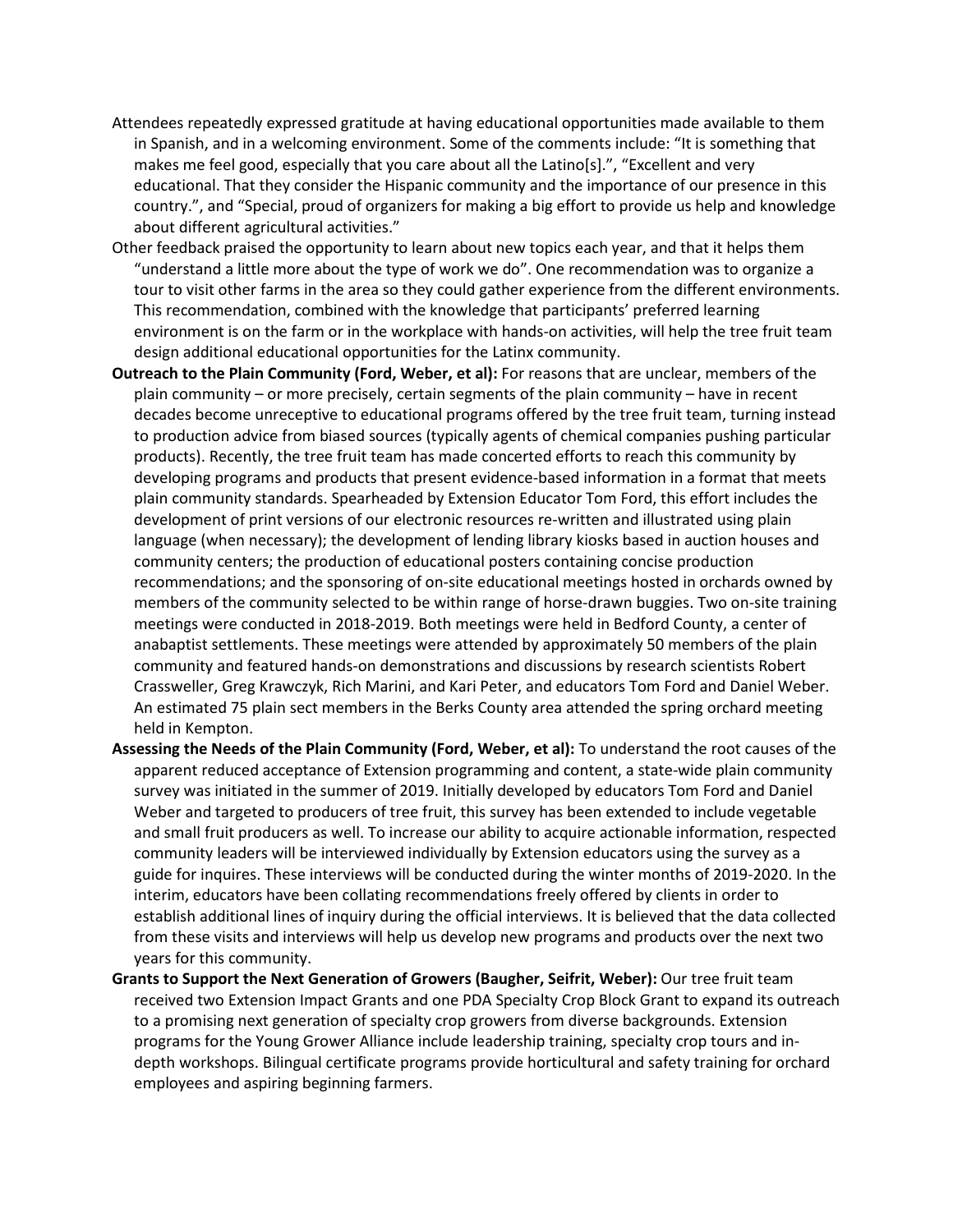Attendees repeatedly expressed gratitude at having educational opportunities made available to them in Spanish, and in a welcoming environment. Some of the comments include: "It is something that makes me feel good, especially that you care about all the Latino[s].", "Excellent and very educational. That they consider the Hispanic community and the importance of our presence in this country.", and "Special, proud of organizers for making a big effort to provide us help and knowledge about different agricultural activities."

Other feedback praised the opportunity to learn about new topics each year, and that it helps them "understand a little more about the type of work we do". One recommendation was to organize a tour to visit other farms in the area so they could gather experience from the different environments. This recommendation, combined with the knowledge that participants' preferred learning environment is on the farm or in the workplace with hands-on activities, will help the tree fruit team design additional educational opportunities for the Latinx community.

**Outreach to the Plain Community (Ford, Weber, et al):** For reasons that are unclear, members of the plain community – or more precisely, certain segments of the plain community – have in recent decades become unreceptive to educational programs offered by the tree fruit team, turning instead to production advice from biased sources (typically agents of chemical companies pushing particular products). Recently, the tree fruit team has made concerted efforts to reach this community by developing programs and products that present evidence-based information in a format that meets plain community standards. Spearheaded by Extension Educator Tom Ford, this effort includes the development of print versions of our electronic resources re-written and illustrated using plain language (when necessary); the development of lending library kiosks based in auction houses and community centers; the production of educational posters containing concise production recommendations; and the sponsoring of on-site educational meetings hosted in orchards owned by members of the community selected to be within range of horse-drawn buggies. Two on-site training meetings were conducted in 2018-2019. Both meetings were held in Bedford County, a center of anabaptist settlements. These meetings were attended by approximately 50 members of the plain community and featured hands-on demonstrations and discussions by research scientists Robert Crassweller, Greg Krawczyk, Rich Marini, and Kari Peter, and educators Tom Ford and Daniel Weber. An estimated 75 plain sect members in the Berks County area attended the spring orchard meeting held in Kempton.

**Assessing the Needs of the Plain Community (Ford, Weber, et al):** To understand the root causes of the apparent reduced acceptance of Extension programming and content, a state-wide plain community survey was initiated in the summer of 2019. Initially developed by educators Tom Ford and Daniel Weber and targeted to producers of tree fruit, this survey has been extended to include vegetable and small fruit producers as well. To increase our ability to acquire actionable information, respected community leaders will be interviewed individually by Extension educators using the survey as a guide for inquires. These interviews will be conducted during the winter months of 2019-2020. In the interim, educators have been collating recommendations freely offered by clients in order to establish additional lines of inquiry during the official interviews. It is believed that the data collected from these visits and interviews will help us develop new programs and products over the next two years for this community.

**Grants to Support the Next Generation of Growers (Baugher, Seifrit, Weber):** Our tree fruit team received two Extension Impact Grants and one PDA Specialty Crop Block Grant to expand its outreach to a promising next generation of specialty crop growers from diverse backgrounds. Extension programs for the Young Grower Alliance include leadership training, specialty crop tours and in-depth workshops. Bilingual certificate programs provide horticultural and safety training for orchard employees and aspiring beginning farmers.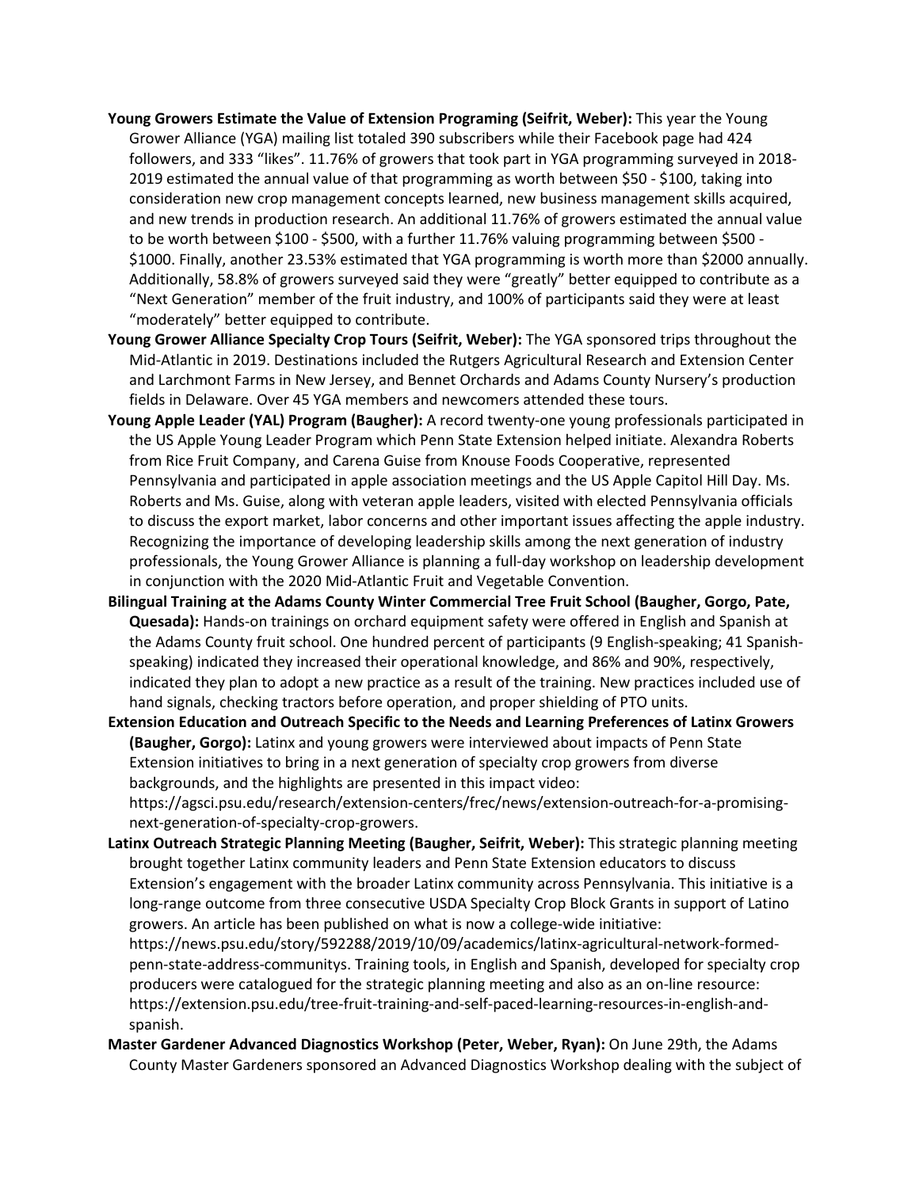**Young Growers Estimate the Value of Extension Programing (Seifrit, Weber):** This year the Young Grower Alliance (YGA) mailing list totaled 390 subscribers while their Facebook page had 424 followers, and 333 "likes". 11.76% of growers that took part in YGA programming surveyed in 2018-2019 estimated the annual value of that programming as worth between $50 - $100, taking into consideration new crop management concepts learned, new business management skills acquired, and new trends in production research. An additional 11.76% of growers estimated the annual value to be worth between $100 - $500, with a further 11.76% valuing programming between $500 - $1000. Finally, another 23.53% estimated that YGA programming is worth more than $2000 annually. Additionally, 58.8% of growers surveyed said they were "greatly" better equipped to contribute as a "Next Generation" member of the fruit industry, and 100% of participants said they were at least "moderately" better equipped to contribute.

**Young Grower Alliance Specialty Crop Tours (Seifrit, Weber):** The YGA sponsored trips throughout the Mid-Atlantic in 2019. Destinations included the Rutgers Agricultural Research and Extension Center and Larchmont Farms in New Jersey, and Bennet Orchards and Adams County Nursery's production fields in Delaware. Over 45 YGA members and newcomers attended these tours.

**Young Apple Leader (YAL) Program (Baugher):** A record twenty-one young professionals participated in the US Apple Young Leader Program which Penn State Extension helped initiate. Alexandra Roberts from Rice Fruit Company, and Carena Guise from Knouse Foods Cooperative, represented Pennsylvania and participated in apple association meetings and the US Apple Capitol Hill Day. Ms. Roberts and Ms. Guise, along with veteran apple leaders, visited with elected Pennsylvania officials to discuss the export market, labor concerns and other important issues affecting the apple industry. Recognizing the importance of developing leadership skills among the next generation of industry professionals, the Young Grower Alliance is planning a full-day workshop on leadership development in conjunction with the 2020 Mid-Atlantic Fruit and Vegetable Convention.

**Bilingual Training at the Adams County Winter Commercial Tree Fruit School (Baugher, Gorgo, Pate, Quesada):** Hands-on trainings on orchard equipment safety were offered in English and Spanish at the Adams County fruit school. One hundred percent of participants (9 English-speaking; 41 Spanish-speaking) indicated they increased their operational knowledge, and 86% and 90%, respectively, indicated they plan to adopt a new practice as a result of the training. New practices included use of hand signals, checking tractors before operation, and proper shielding of PTO units.

**Extension Education and Outreach Specific to the Needs and Learning Preferences of Latinx Growers (Baugher, Gorgo):** Latinx and young growers were interviewed about impacts of Penn State Extension initiatives to bring in a next generation of specialty crop growers from diverse backgrounds, and the highlights are presented in this impact video: https://agsci.psu.edu/research/extension-centers/frec/news/extension-outreach-for-a-promising-next-generation-of-specialty-crop-growers.

**Latinx Outreach Strategic Planning Meeting (Baugher, Seifrit, Weber):** This strategic planning meeting brought together Latinx community leaders and Penn State Extension educators to discuss Extension's engagement with the broader Latinx community across Pennsylvania. This initiative is a long-range outcome from three consecutive USDA Specialty Crop Block Grants in support of Latino growers. An article has been published on what is now a college-wide initiative: https://news.psu.edu/story/592288/2019/10/09/academics/latinx-agricultural-network-formed-penn-state-address-communitys. Training tools, in English and Spanish, developed for specialty crop producers were catalogued for the strategic planning meeting and also as an on-line resource: https://extension.psu.edu/tree-fruit-training-and-self-paced-learning-resources-in-english-and-spanish.

**Master Gardener Advanced Diagnostics Workshop (Peter, Weber, Ryan):** On June 29th, the Adams County Master Gardeners sponsored an Advanced Diagnostics Workshop dealing with the subject of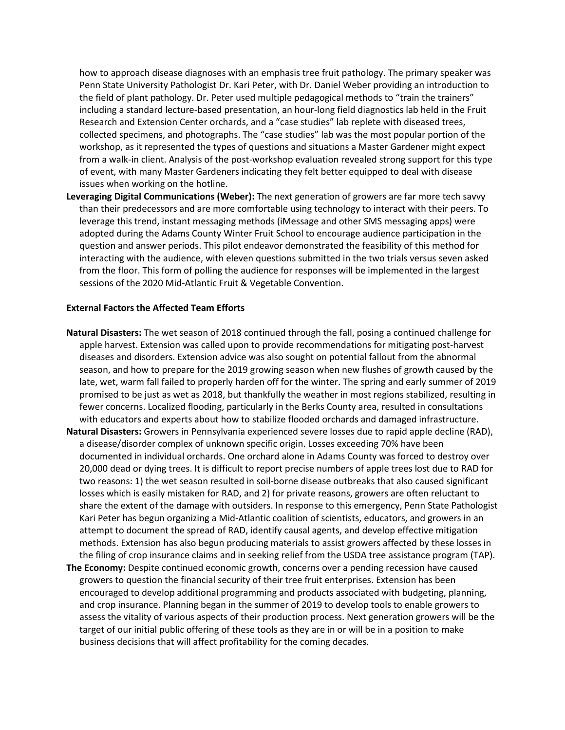how to approach disease diagnoses with an emphasis tree fruit pathology. The primary speaker was Penn State University Pathologist Dr. Kari Peter, with Dr. Daniel Weber providing an introduction to the field of plant pathology. Dr. Peter used multiple pedagogical methods to "train the trainers" including a standard lecture-based presentation, an hour-long field diagnostics lab held in the Fruit Research and Extension Center orchards, and a "case studies" lab replete with diseased trees, collected specimens, and photographs. The "case studies" lab was the most popular portion of the workshop, as it represented the types of questions and situations a Master Gardener might expect from a walk-in client. Analysis of the post-workshop evaluation revealed strong support for this type of event, with many Master Gardeners indicating they felt better equipped to deal with disease issues when working on the hotline.

**Leveraging Digital Communications (Weber):** The next generation of growers are far more tech savvy than their predecessors and are more comfortable using technology to interact with their peers. To leverage this trend, instant messaging methods (iMessage and other SMS messaging apps) were adopted during the Adams County Winter Fruit School to encourage audience participation in the question and answer periods. This pilot endeavor demonstrated the feasibility of this method for interacting with the audience, with eleven questions submitted in the two trials versus seven asked from the floor. This form of polling the audience for responses will be implemented in the largest sessions of the 2020 Mid-Atlantic Fruit & Vegetable Convention.

**External Factors the Affected Team Efforts**

**Natural Disasters:** The wet season of 2018 continued through the fall, posing a continued challenge for apple harvest. Extension was called upon to provide recommendations for mitigating post-harvest diseases and disorders. Extension advice was also sought on potential fallout from the abnormal season, and how to prepare for the 2019 growing season when new flushes of growth caused by the late, wet, warm fall failed to properly harden off for the winter. The spring and early summer of 2019 promised to be just as wet as 2018, but thankfully the weather in most regions stabilized, resulting in fewer concerns. Localized flooding, particularly in the Berks County area, resulted in consultations with educators and experts about how to stabilize flooded orchards and damaged infrastructure.

**Natural Disasters:** Growers in Pennsylvania experienced severe losses due to rapid apple decline (RAD), a disease/disorder complex of unknown specific origin. Losses exceeding 70% have been documented in individual orchards. One orchard alone in Adams County was forced to destroy over 20,000 dead or dying trees. It is difficult to report precise numbers of apple trees lost due to RAD for two reasons: 1) the wet season resulted in soil-borne disease outbreaks that also caused significant losses which is easily mistaken for RAD, and 2) for private reasons, growers are often reluctant to share the extent of the damage with outsiders. In response to this emergency, Penn State Pathologist Kari Peter has begun organizing a Mid-Atlantic coalition of scientists, educators, and growers in an attempt to document the spread of RAD, identify causal agents, and develop effective mitigation methods. Extension has also begun producing materials to assist growers affected by these losses in the filing of crop insurance claims and in seeking relief from the USDA tree assistance program (TAP).

**The Economy:** Despite continued economic growth, concerns over a pending recession have caused growers to question the financial security of their tree fruit enterprises. Extension has been encouraged to develop additional programming and products associated with budgeting, planning, and crop insurance. Planning began in the summer of 2019 to develop tools to enable growers to assess the vitality of various aspects of their production process. Next generation growers will be the target of our initial public offering of these tools as they are in or will be in a position to make business decisions that will affect profitability for the coming decades.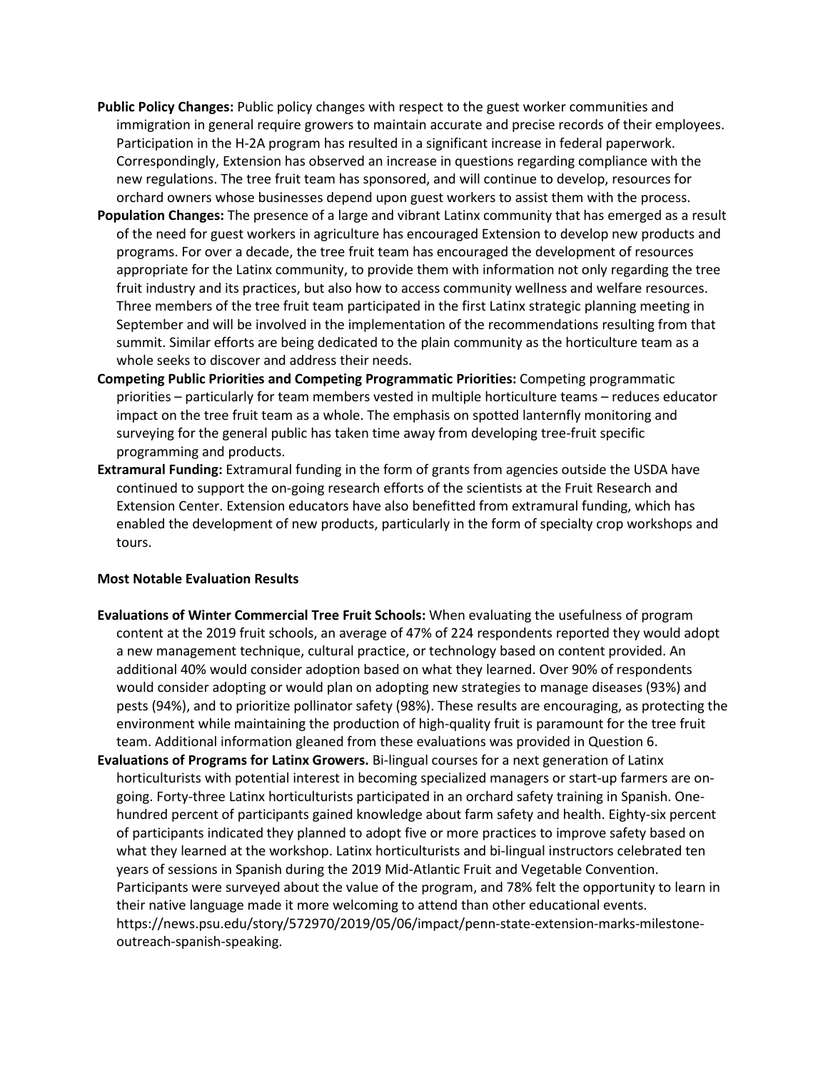**Public Policy Changes:** Public policy changes with respect to the guest worker communities and immigration in general require growers to maintain accurate and precise records of their employees. Participation in the H-2A program has resulted in a significant increase in federal paperwork. Correspondingly, Extension has observed an increase in questions regarding compliance with the new regulations. The tree fruit team has sponsored, and will continue to develop, resources for orchard owners whose businesses depend upon guest workers to assist them with the process.

**Population Changes:** The presence of a large and vibrant Latinx community that has emerged as a result of the need for guest workers in agriculture has encouraged Extension to develop new products and programs. For over a decade, the tree fruit team has encouraged the development of resources appropriate for the Latinx community, to provide them with information not only regarding the tree fruit industry and its practices, but also how to access community wellness and welfare resources. Three members of the tree fruit team participated in the first Latinx strategic planning meeting in September and will be involved in the implementation of the recommendations resulting from that summit. Similar efforts are being dedicated to the plain community as the horticulture team as a whole seeks to discover and address their needs.

**Competing Public Priorities and Competing Programmatic Priorities:** Competing programmatic priorities – particularly for team members vested in multiple horticulture teams – reduces educator impact on the tree fruit team as a whole. The emphasis on spotted lanternfly monitoring and surveying for the general public has taken time away from developing tree-fruit specific programming and products.

**Extramural Funding:** Extramural funding in the form of grants from agencies outside the USDA have continued to support the on-going research efforts of the scientists at the Fruit Research and Extension Center. Extension educators have also benefitted from extramural funding, which has enabled the development of new products, particularly in the form of specialty crop workshops and tours.

**Most Notable Evaluation Results**

**Evaluations of Winter Commercial Tree Fruit Schools:** When evaluating the usefulness of program content at the 2019 fruit schools, an average of 47% of 224 respondents reported they would adopt a new management technique, cultural practice, or technology based on content provided. An additional 40% would consider adoption based on what they learned. Over 90% of respondents would consider adopting or would plan on adopting new strategies to manage diseases (93%) and pests (94%), and to prioritize pollinator safety (98%). These results are encouraging, as protecting the environment while maintaining the production of high-quality fruit is paramount for the tree fruit team. Additional information gleaned from these evaluations was provided in Question 6.

**Evaluations of Programs for Latinx Growers.** Bi-lingual courses for a next generation of Latinx horticulturists with potential interest in becoming specialized managers or start-up farmers are on-going. Forty-three Latinx horticulturists participated in an orchard safety training in Spanish. One-hundred percent of participants gained knowledge about farm safety and health. Eighty-six percent of participants indicated they planned to adopt five or more practices to improve safety based on what they learned at the workshop. Latinx horticulturists and bi-lingual instructors celebrated ten years of sessions in Spanish during the 2019 Mid-Atlantic Fruit and Vegetable Convention. Participants were surveyed about the value of the program, and 78% felt the opportunity to learn in their native language made it more welcoming to attend than other educational events. https://news.psu.edu/story/572970/2019/05/06/impact/penn-state-extension-marks-milestone-outreach-spanish-speaking.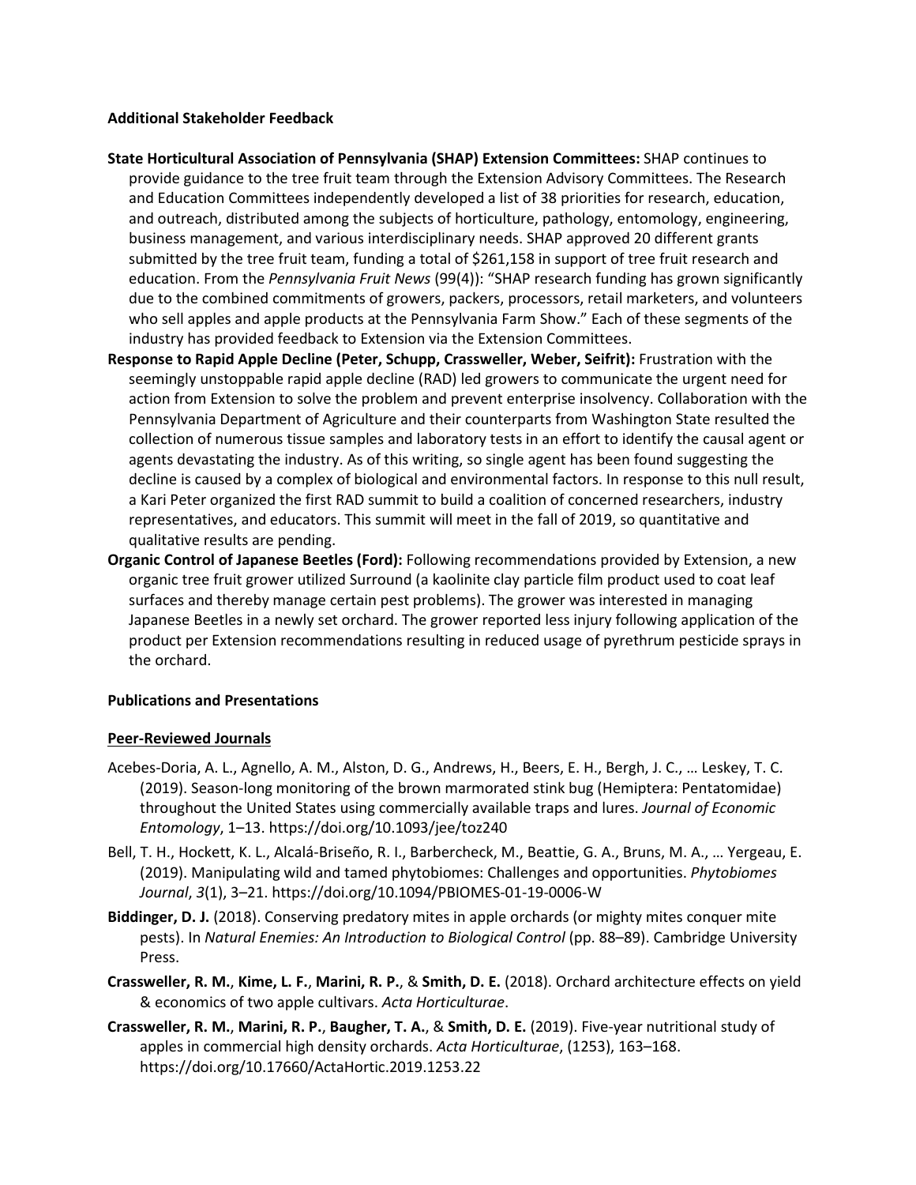**Additional Stakeholder Feedback**

**State Horticultural Association of Pennsylvania (SHAP) Extension Committees:** SHAP continues to provide guidance to the tree fruit team through the Extension Advisory Committees. The Research and Education Committees independently developed a list of 38 priorities for research, education, and outreach, distributed among the subjects of horticulture, pathology, entomology, engineering, business management, and various interdisciplinary needs. SHAP approved 20 different grants submitted by the tree fruit team, funding a total of $261,158 in support of tree fruit research and education. From the *Pennsylvania Fruit News* (99(4)): "SHAP research funding has grown significantly due to the combined commitments of growers, packers, processors, retail marketers, and volunteers who sell apples and apple products at the Pennsylvania Farm Show." Each of these segments of the industry has provided feedback to Extension via the Extension Committees.

**Response to Rapid Apple Decline (Peter, Schupp, Crassweller, Weber, Seifrit):** Frustration with the seemingly unstoppable rapid apple decline (RAD) led growers to communicate the urgent need for action from Extension to solve the problem and prevent enterprise insolvency. Collaboration with the Pennsylvania Department of Agriculture and their counterparts from Washington State resulted the collection of numerous tissue samples and laboratory tests in an effort to identify the causal agent or agents devastating the industry. As of this writing, so single agent has been found suggesting the decline is caused by a complex of biological and environmental factors. In response to this null result, a Kari Peter organized the first RAD summit to build a coalition of concerned researchers, industry representatives, and educators. This summit will meet in the fall of 2019, so quantitative and qualitative results are pending.

**Organic Control of Japanese Beetles (Ford):** Following recommendations provided by Extension, a new organic tree fruit grower utilized Surround (a kaolinite clay particle film product used to coat leaf surfaces and thereby manage certain pest problems). The grower was interested in managing Japanese Beetles in a newly set orchard. The grower reported less injury following application of the product per Extension recommendations resulting in reduced usage of pyrethrum pesticide sprays in the orchard.

**Publications and Presentations**

**Peer-Reviewed Journals**

Acebes-Doria, A. L., Agnello, A. M., Alston, D. G., Andrews, H., Beers, E. H., Bergh, J. C., … Leskey, T. C. (2019). Season-long monitoring of the brown marmorated stink bug (Hemiptera: Pentatomidae) throughout the United States using commercially available traps and lures. *Journal of Economic Entomology*, 1–13. https://doi.org/10.1093/jee/toz240

Bell, T. H., Hockett, K. L., Alcalá-Briseño, R. I., Barbercheck, M., Beattie, G. A., Bruns, M. A., … Yergeau, E. (2019). Manipulating wild and tamed phytobiomes: Challenges and opportunities. *Phytobiomes Journal*, *3*(1), 3–21. https://doi.org/10.1094/PBIOMES-01-19-0006-W

**Biddinger, D. J.** (2018). Conserving predatory mites in apple orchards (or mighty mites conquer mite pests). In *Natural Enemies: An Introduction to Biological Control* (pp. 88–89). Cambridge University Press.

**Crassweller, R. M.**, **Kime, L. F.**, **Marini, R. P.**, & **Smith, D. E.** (2018). Orchard architecture effects on yield & economics of two apple cultivars. *Acta Horticulturae*.

**Crassweller, R. M.**, **Marini, R. P.**, **Baugher, T. A.**, & **Smith, D. E.** (2019). Five-year nutritional study of apples in commercial high density orchards. *Acta Horticulturae*, (1253), 163–168. https://doi.org/10.17660/ActaHortic.2019.1253.22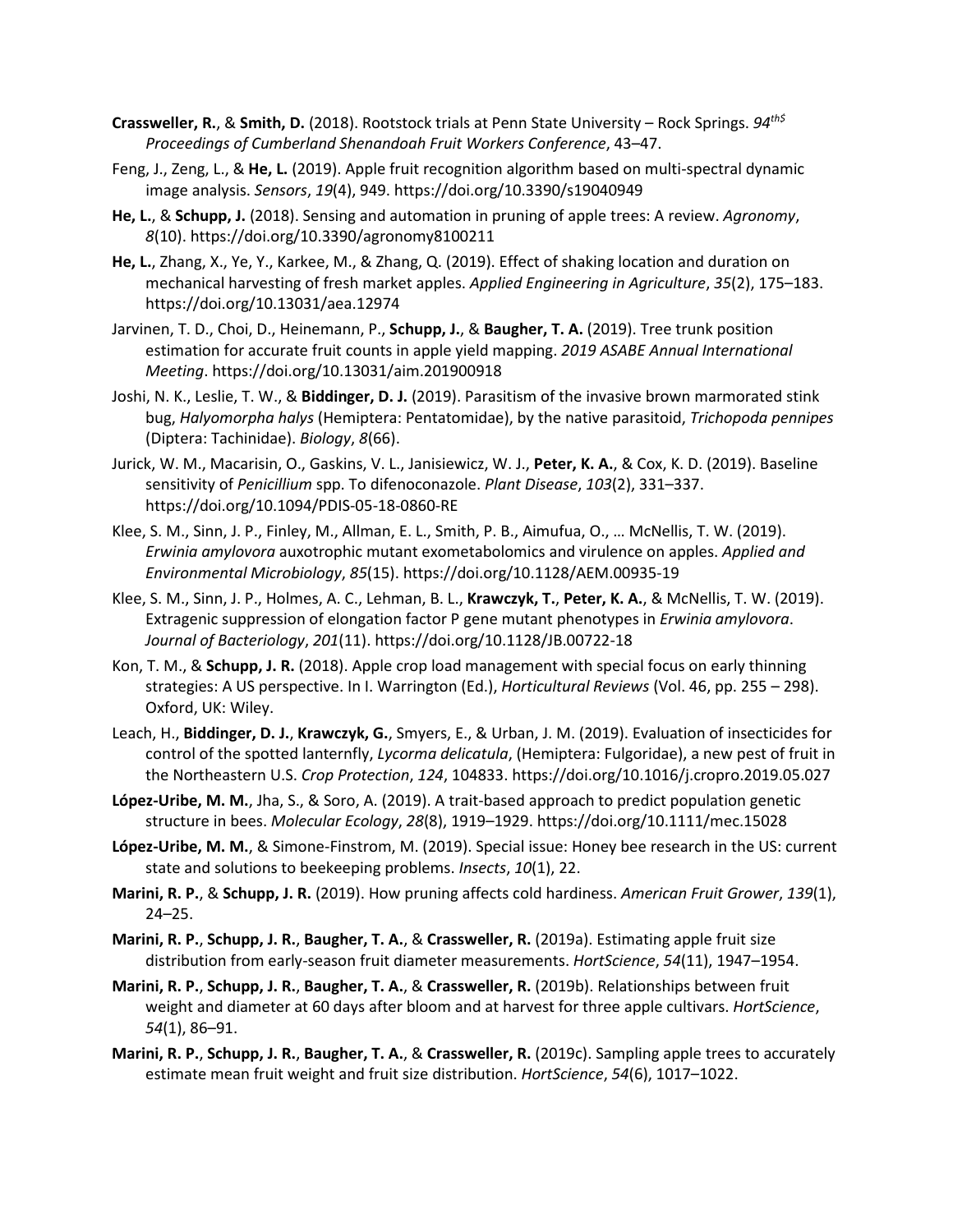**Crassweller, R.**, & **Smith, D.** (2018). Rootstock trials at Penn State University – Rock Springs. *94th$ Proceedings of Cumberland Shenandoah Fruit Workers Conference*, 43–47.

Feng, J., Zeng, L., & **He, L.** (2019). Apple fruit recognition algorithm based on multi-spectral dynamic image analysis. *Sensors*, *19*(4), 949. https://doi.org/10.3390/s19040949

**He, L.**, & **Schupp, J.** (2018). Sensing and automation in pruning of apple trees: A review. *Agronomy*, *8*(10). https://doi.org/10.3390/agronomy8100211

**He, L.**, Zhang, X., Ye, Y., Karkee, M., & Zhang, Q. (2019). Effect of shaking location and duration on mechanical harvesting of fresh market apples. *Applied Engineering in Agriculture*, *35*(2), 175–183. https://doi.org/10.13031/aea.12974

Jarvinen, T. D., Choi, D., Heinemann, P., **Schupp, J.**, & **Baugher, T. A.** (2019). Tree trunk position estimation for accurate fruit counts in apple yield mapping. *2019 ASABE Annual International Meeting*. https://doi.org/10.13031/aim.201900918

Joshi, N. K., Leslie, T. W., & **Biddinger, D. J.** (2019). Parasitism of the invasive brown marmorated stink bug, *Halyomorpha halys* (Hemiptera: Pentatomidae), by the native parasitoid, *Trichopoda pennipes* (Diptera: Tachinidae). *Biology*, *8*(66).

Jurick, W. M., Macarisin, O., Gaskins, V. L., Janisiewicz, W. J., **Peter, K. A.**, & Cox, K. D. (2019). Baseline sensitivity of *Penicillium* spp. To difenoconazole. *Plant Disease*, *103*(2), 331–337. https://doi.org/10.1094/PDIS-05-18-0860-RE

Klee, S. M., Sinn, J. P., Finley, M., Allman, E. L., Smith, P. B., Aimufua, O., … McNellis, T. W. (2019). *Erwinia amylovora* auxotrophic mutant exometabolomics and virulence on apples. *Applied and Environmental Microbiology*, *85*(15). https://doi.org/10.1128/AEM.00935-19

Klee, S. M., Sinn, J. P., Holmes, A. C., Lehman, B. L., **Krawczyk, T.**, **Peter, K. A.**, & McNellis, T. W. (2019). Extragenic suppression of elongation factor P gene mutant phenotypes in *Erwinia amylovora*. *Journal of Bacteriology*, *201*(11). https://doi.org/10.1128/JB.00722-18

Kon, T. M., & **Schupp, J. R.** (2018). Apple crop load management with special focus on early thinning strategies: A US perspective. In I. Warrington (Ed.), *Horticultural Reviews* (Vol. 46, pp. 255 – 298). Oxford, UK: Wiley.

Leach, H., **Biddinger, D. J.**, **Krawczyk, G.**, Smyers, E., & Urban, J. M. (2019). Evaluation of insecticides for control of the spotted lanternfly, *Lycorma delicatula*, (Hemiptera: Fulgoridae), a new pest of fruit in the Northeastern U.S. *Crop Protection*, *124*, 104833. https://doi.org/10.1016/j.cropro.2019.05.027

**López-Uribe, M. M.**, Jha, S., & Soro, A. (2019). A trait-based approach to predict population genetic structure in bees. *Molecular Ecology*, *28*(8), 1919–1929. https://doi.org/10.1111/mec.15028

**López-Uribe, M. M.**, & Simone-Finstrom, M. (2019). Special issue: Honey bee research in the US: current state and solutions to beekeeping problems. *Insects*, *10*(1), 22.

**Marini, R. P.**, & **Schupp, J. R.** (2019). How pruning affects cold hardiness. *American Fruit Grower*, *139*(1), 24–25.

**Marini, R. P.**, **Schupp, J. R.**, **Baugher, T. A.**, & **Crassweller, R.** (2019a). Estimating apple fruit size distribution from early-season fruit diameter measurements. *HortScience*, *54*(11), 1947–1954.

**Marini, R. P.**, **Schupp, J. R.**, **Baugher, T. A.**, & **Crassweller, R.** (2019b). Relationships between fruit weight and diameter at 60 days after bloom and at harvest for three apple cultivars. *HortScience*, *54*(1), 86–91.

**Marini, R. P.**, **Schupp, J. R.**, **Baugher, T. A.**, & **Crassweller, R.** (2019c). Sampling apple trees to accurately estimate mean fruit weight and fruit size distribution. *HortScience*, *54*(6), 1017–1022.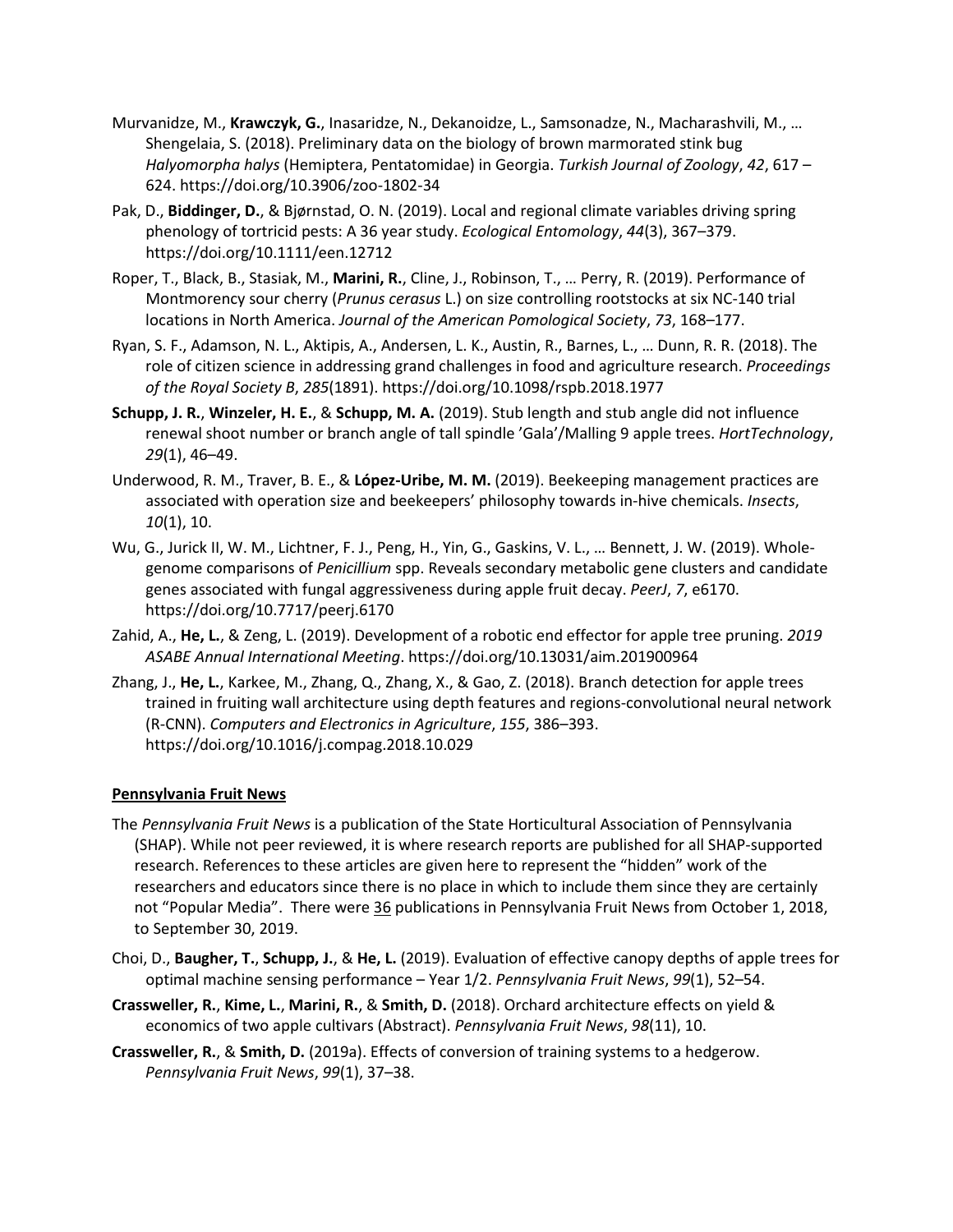Murvanidze, M., **Krawczyk, G.**, Inasaridze, N., Dekanoidze, L., Samsonadze, N., Macharashvili, M., … Shengelaia, S. (2018). Preliminary data on the biology of brown marmorated stink bug *Halyomorpha halys* (Hemiptera, Pentatomidae) in Georgia. *Turkish Journal of Zoology*, *42*, 617 – 624. https://doi.org/10.3906/zoo-1802-34

Pak, D., **Biddinger, D.**, & Bjørnstad, O. N. (2019). Local and regional climate variables driving spring phenology of tortricid pests: A 36 year study. *Ecological Entomology*, *44*(3), 367–379. https://doi.org/10.1111/een.12712

Roper, T., Black, B., Stasiak, M., **Marini, R.**, Cline, J., Robinson, T., … Perry, R. (2019). Performance of Montmorency sour cherry (*Prunus cerasus* L.) on size controlling rootstocks at six NC-140 trial locations in North America. *Journal of the American Pomological Society*, *73*, 168–177.

Ryan, S. F., Adamson, N. L., Aktipis, A., Andersen, L. K., Austin, R., Barnes, L., … Dunn, R. R. (2018). The role of citizen science in addressing grand challenges in food and agriculture research. *Proceedings of the Royal Society B*, *285*(1891). https://doi.org/10.1098/rspb.2018.1977

**Schupp, J. R.**, **Winzeler, H. E.**, & **Schupp, M. A.** (2019). Stub length and stub angle did not influence renewal shoot number or branch angle of tall spindle 'Gala'/Malling 9 apple trees. *HortTechnology*, *29*(1), 46–49.

Underwood, R. M., Traver, B. E., & **López-Uribe, M. M.** (2019). Beekeeping management practices are associated with operation size and beekeepers' philosophy towards in-hive chemicals. *Insects*, *10*(1), 10.

Wu, G., Jurick II, W. M., Lichtner, F. J., Peng, H., Yin, G., Gaskins, V. L., … Bennett, J. W. (2019). Whole-genome comparisons of *Penicillium* spp. Reveals secondary metabolic gene clusters and candidate genes associated with fungal aggressiveness during apple fruit decay. *PeerJ*, *7*, e6170. https://doi.org/10.7717/peerj.6170

Zahid, A., **He, L.**, & Zeng, L. (2019). Development of a robotic end effector for apple tree pruning. *2019 ASABE Annual International Meeting*. https://doi.org/10.13031/aim.201900964

Zhang, J., **He, L.**, Karkee, M., Zhang, Q., Zhang, X., & Gao, Z. (2018). Branch detection for apple trees trained in fruiting wall architecture using depth features and regions-convolutional neural network (R-CNN). *Computers and Electronics in Agriculture*, *155*, 386–393. https://doi.org/10.1016/j.compag.2018.10.029

## Pennsylvania Fruit News

The *Pennsylvania Fruit News* is a publication of the State Horticultural Association of Pennsylvania (SHAP). While not peer reviewed, it is where research reports are published for all SHAP-supported research. References to these articles are given here to represent the "hidden" work of the researchers and educators since there is no place in which to include them since they are certainly not "Popular Media". There were 36 publications in Pennsylvania Fruit News from October 1, 2018, to September 30, 2019.

Choi, D., **Baugher, T.**, **Schupp, J.**, & **He, L.** (2019). Evaluation of effective canopy depths of apple trees for optimal machine sensing performance – Year 1/2. *Pennsylvania Fruit News*, *99*(1), 52–54.

**Crassweller, R.**, **Kime, L.**, **Marini, R.**, & **Smith, D.** (2018). Orchard architecture effects on yield & economics of two apple cultivars (Abstract). *Pennsylvania Fruit News*, *98*(11), 10.

**Crassweller, R.**, & **Smith, D.** (2019a). Effects of conversion of training systems to a hedgerow. *Pennsylvania Fruit News*, *99*(1), 37–38.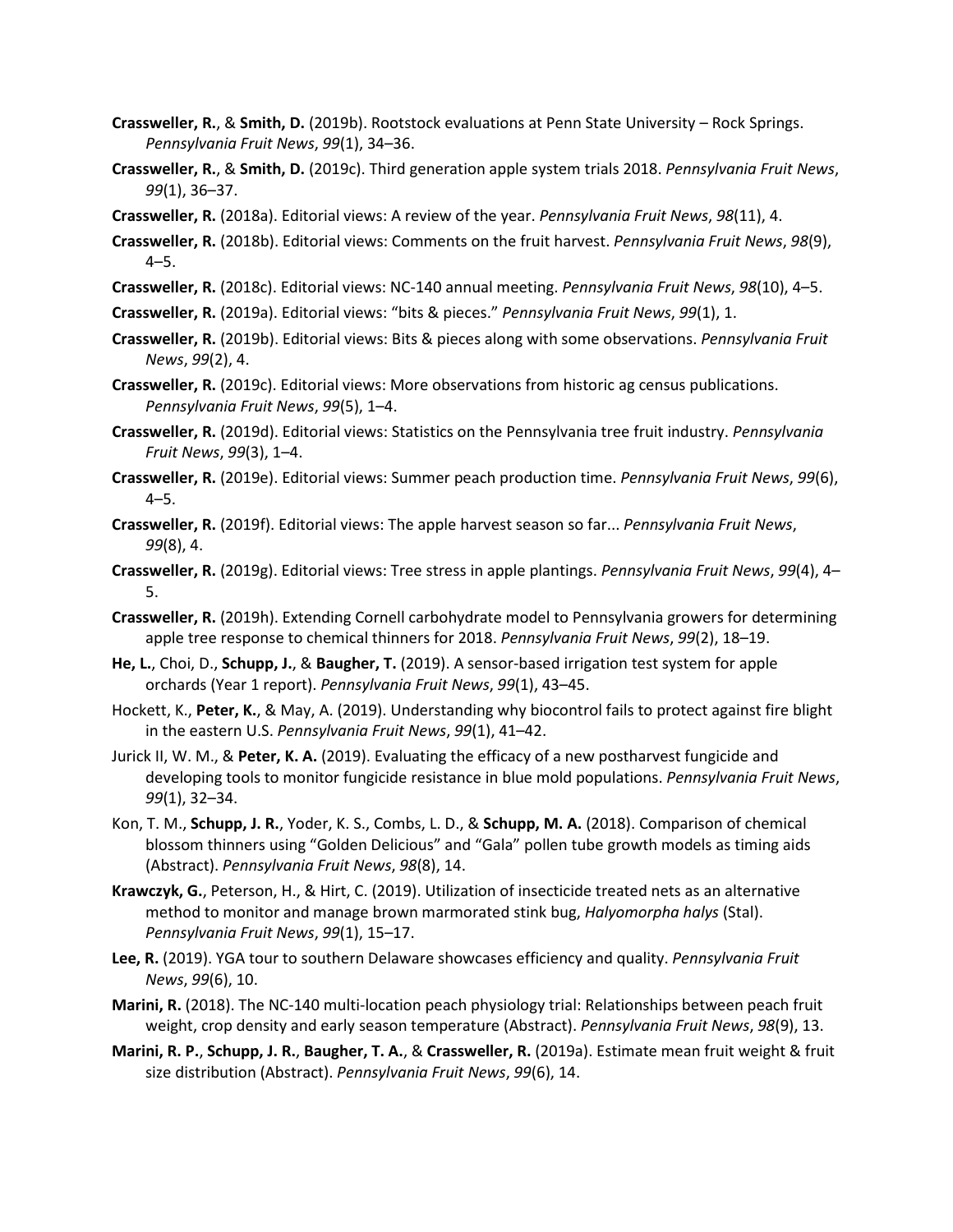**Crassweller, R.**, & **Smith, D.** (2019b). Rootstock evaluations at Penn State University – Rock Springs. *Pennsylvania Fruit News*, *99*(1), 34–36.

**Crassweller, R.**, & **Smith, D.** (2019c). Third generation apple system trials 2018. *Pennsylvania Fruit News*, *99*(1), 36–37.

**Crassweller, R.** (2018a). Editorial views: A review of the year. *Pennsylvania Fruit News*, *98*(11), 4.

**Crassweller, R.** (2018b). Editorial views: Comments on the fruit harvest. *Pennsylvania Fruit News*, *98*(9), 4–5.

**Crassweller, R.** (2018c). Editorial views: NC-140 annual meeting. *Pennsylvania Fruit News*, *98*(10), 4–5.

**Crassweller, R.** (2019a). Editorial views: "bits & pieces." *Pennsylvania Fruit News*, *99*(1), 1.

**Crassweller, R.** (2019b). Editorial views: Bits & pieces along with some observations. *Pennsylvania Fruit News*, *99*(2), 4.

**Crassweller, R.** (2019c). Editorial views: More observations from historic ag census publications. *Pennsylvania Fruit News*, *99*(5), 1–4.

**Crassweller, R.** (2019d). Editorial views: Statistics on the Pennsylvania tree fruit industry. *Pennsylvania Fruit News*, *99*(3), 1–4.

**Crassweller, R.** (2019e). Editorial views: Summer peach production time. *Pennsylvania Fruit News*, *99*(6), 4–5.

**Crassweller, R.** (2019f). Editorial views: The apple harvest season so far... *Pennsylvania Fruit News*, *99*(8), 4.

**Crassweller, R.** (2019g). Editorial views: Tree stress in apple plantings. *Pennsylvania Fruit News*, *99*(4), 4–5.

**Crassweller, R.** (2019h). Extending Cornell carbohydrate model to Pennsylvania growers for determining apple tree response to chemical thinners for 2018. *Pennsylvania Fruit News*, *99*(2), 18–19.

**He, L.**, Choi, D., **Schupp, J.**, & **Baugher, T.** (2019). A sensor-based irrigation test system for apple orchards (Year 1 report). *Pennsylvania Fruit News*, *99*(1), 43–45.

Hockett, K., **Peter, K.**, & May, A. (2019). Understanding why biocontrol fails to protect against fire blight in the eastern U.S. *Pennsylvania Fruit News*, *99*(1), 41–42.

Jurick II, W. M., & **Peter, K. A.** (2019). Evaluating the efficacy of a new postharvest fungicide and developing tools to monitor fungicide resistance in blue mold populations. *Pennsylvania Fruit News*, *99*(1), 32–34.

Kon, T. M., **Schupp, J. R.**, Yoder, K. S., Combs, L. D., & **Schupp, M. A.** (2018). Comparison of chemical blossom thinners using "Golden Delicious" and "Gala" pollen tube growth models as timing aids (Abstract). *Pennsylvania Fruit News*, *98*(8), 14.

**Krawczyk, G.**, Peterson, H., & Hirt, C. (2019). Utilization of insecticide treated nets as an alternative method to monitor and manage brown marmorated stink bug, *Halyomorpha halys* (Stal). *Pennsylvania Fruit News*, *99*(1), 15–17.

**Lee, R.** (2019). YGA tour to southern Delaware showcases efficiency and quality. *Pennsylvania Fruit News*, *99*(6), 10.

**Marini, R.** (2018). The NC-140 multi-location peach physiology trial: Relationships between peach fruit weight, crop density and early season temperature (Abstract). *Pennsylvania Fruit News*, *98*(9), 13.

**Marini, R. P.**, **Schupp, J. R.**, **Baugher, T. A.**, & **Crassweller, R.** (2019a). Estimate mean fruit weight & fruit size distribution (Abstract). *Pennsylvania Fruit News*, *99*(6), 14.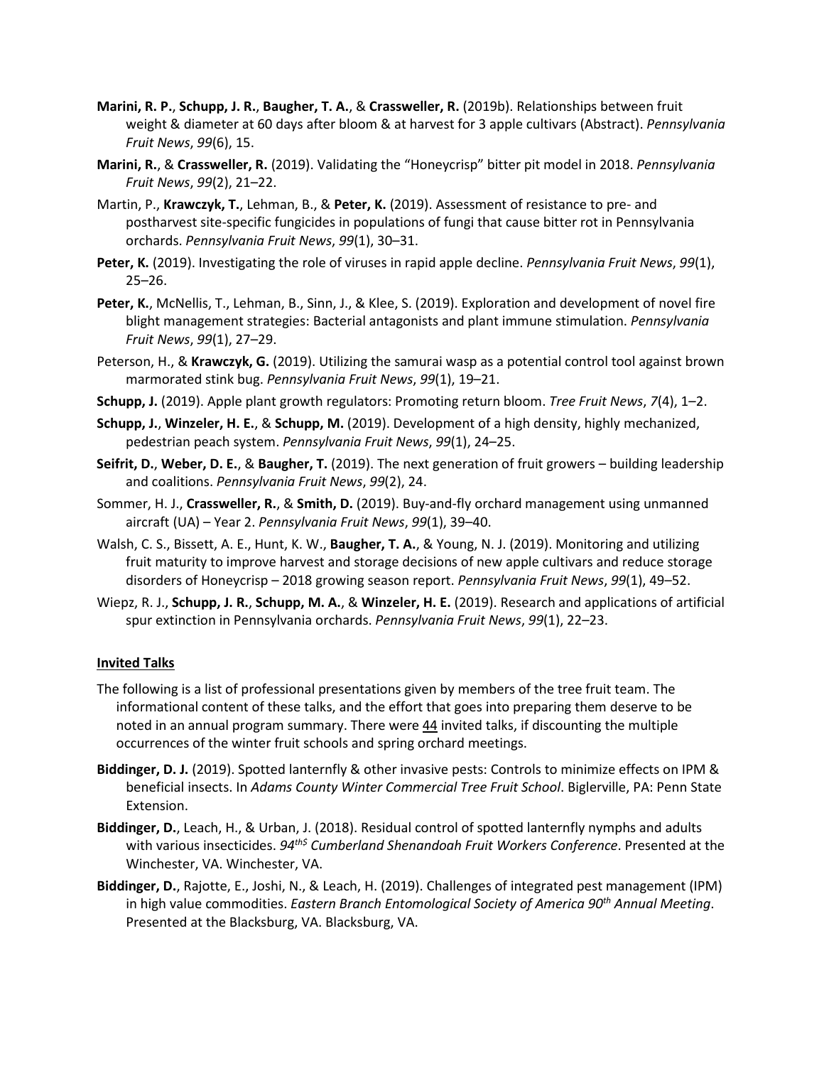**Marini, R. P.**, **Schupp, J. R.**, **Baugher, T. A.**, & **Crassweller, R.** (2019b). Relationships between fruit weight & diameter at 60 days after bloom & at harvest for 3 apple cultivars (Abstract). *Pennsylvania Fruit News*, *99*(6), 15.

**Marini, R.**, & **Crassweller, R.** (2019). Validating the "Honeycrisp" bitter pit model in 2018. *Pennsylvania Fruit News*, *99*(2), 21–22.

Martin, P., **Krawczyk, T.**, Lehman, B., & **Peter, K.** (2019). Assessment of resistance to pre- and postharvest site-specific fungicides in populations of fungi that cause bitter rot in Pennsylvania orchards. *Pennsylvania Fruit News*, *99*(1), 30–31.

**Peter, K.** (2019). Investigating the role of viruses in rapid apple decline. *Pennsylvania Fruit News*, *99*(1), 25–26.

**Peter, K.**, McNellis, T., Lehman, B., Sinn, J., & Klee, S. (2019). Exploration and development of novel fire blight management strategies: Bacterial antagonists and plant immune stimulation. *Pennsylvania Fruit News*, *99*(1), 27–29.

Peterson, H., & **Krawczyk, G.** (2019). Utilizing the samurai wasp as a potential control tool against brown marmorated stink bug. *Pennsylvania Fruit News*, *99*(1), 19–21.

**Schupp, J.** (2019). Apple plant growth regulators: Promoting return bloom. *Tree Fruit News*, *7*(4), 1–2.

**Schupp, J.**, **Winzeler, H. E.**, & **Schupp, M.** (2019). Development of a high density, highly mechanized, pedestrian peach system. *Pennsylvania Fruit News*, *99*(1), 24–25.

**Seifrit, D.**, **Weber, D. E.**, & **Baugher, T.** (2019). The next generation of fruit growers – building leadership and coalitions. *Pennsylvania Fruit News*, *99*(2), 24.

Sommer, H. J., **Crassweller, R.**, & **Smith, D.** (2019). Buy-and-fly orchard management using unmanned aircraft (UA) – Year 2. *Pennsylvania Fruit News*, *99*(1), 39–40.

Walsh, C. S., Bissett, A. E., Hunt, K. W., **Baugher, T. A.**, & Young, N. J. (2019). Monitoring and utilizing fruit maturity to improve harvest and storage decisions of new apple cultivars and reduce storage disorders of Honeycrisp – 2018 growing season report. *Pennsylvania Fruit News*, *99*(1), 49–52.

Wiepz, R. J., **Schupp, J. R.**, **Schupp, M. A.**, & **Winzeler, H. E.** (2019). Research and applications of artificial spur extinction in Pennsylvania orchards. *Pennsylvania Fruit News*, *99*(1), 22–23.

## Invited Talks

The following is a list of professional presentations given by members of the tree fruit team. The informational content of these talks, and the effort that goes into preparing them deserve to be noted in an annual program summary. There were 44 invited talks, if discounting the multiple occurrences of the winter fruit schools and spring orchard meetings.

**Biddinger, D. J.** (2019). Spotted lanternfly & other invasive pests: Controls to minimize effects on IPM & beneficial insects. In *Adams County Winter Commercial Tree Fruit School*. Biglerville, PA: Penn State Extension.

**Biddinger, D.**, Leach, H., & Urban, J. (2018). Residual control of spotted lanternfly nymphs and adults with various insecticides. *94th$ Cumberland Shenandoah Fruit Workers Conference*. Presented at the Winchester, VA. Winchester, VA.

**Biddinger, D.**, Rajotte, E., Joshi, N., & Leach, H. (2019). Challenges of integrated pest management (IPM) in high value commodities. *Eastern Branch Entomological Society of America 90th Annual Meeting*. Presented at the Blacksburg, VA. Blacksburg, VA.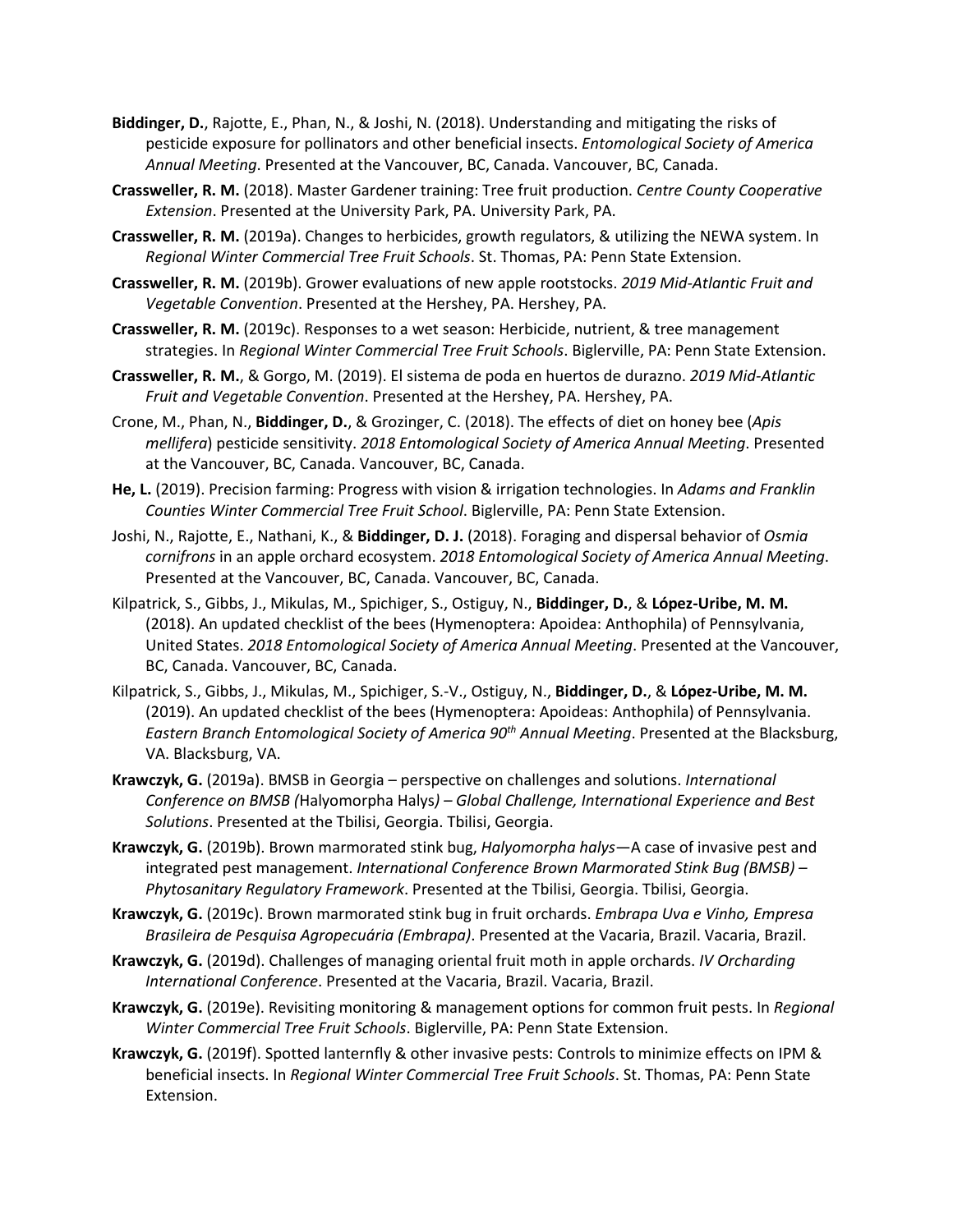**Biddinger, D.**, Rajotte, E., Phan, N., & Joshi, N. (2018). Understanding and mitigating the risks of pesticide exposure for pollinators and other beneficial insects. *Entomological Society of America Annual Meeting*. Presented at the Vancouver, BC, Canada. Vancouver, BC, Canada.

**Crassweller, R. M.** (2018). Master Gardener training: Tree fruit production. *Centre County Cooperative Extension*. Presented at the University Park, PA. University Park, PA.

**Crassweller, R. M.** (2019a). Changes to herbicides, growth regulators, & utilizing the NEWA system. In *Regional Winter Commercial Tree Fruit Schools*. St. Thomas, PA: Penn State Extension.

**Crassweller, R. M.** (2019b). Grower evaluations of new apple rootstocks. *2019 Mid-Atlantic Fruit and Vegetable Convention*. Presented at the Hershey, PA. Hershey, PA.

**Crassweller, R. M.** (2019c). Responses to a wet season: Herbicide, nutrient, & tree management strategies. In *Regional Winter Commercial Tree Fruit Schools*. Biglerville, PA: Penn State Extension.

**Crassweller, R. M.**, & Gorgo, M. (2019). El sistema de poda en huertos de durazno. *2019 Mid-Atlantic Fruit and Vegetable Convention*. Presented at the Hershey, PA. Hershey, PA.

Crone, M., Phan, N., **Biddinger, D.**, & Grozinger, C. (2018). The effects of diet on honey bee (*Apis mellifera*) pesticide sensitivity. *2018 Entomological Society of America Annual Meeting*. Presented at the Vancouver, BC, Canada. Vancouver, BC, Canada.

**He, L.** (2019). Precision farming: Progress with vision & irrigation technologies. In *Adams and Franklin Counties Winter Commercial Tree Fruit School*. Biglerville, PA: Penn State Extension.

Joshi, N., Rajotte, E., Nathani, K., & **Biddinger, D. J.** (2018). Foraging and dispersal behavior of *Osmia cornifrons* in an apple orchard ecosystem. *2018 Entomological Society of America Annual Meeting*. Presented at the Vancouver, BC, Canada. Vancouver, BC, Canada.

Kilpatrick, S., Gibbs, J., Mikulas, M., Spichiger, S., Ostiguy, N., **Biddinger, D.**, & **López-Uribe, M. M.** (2018). An updated checklist of the bees (Hymenoptera: Apoidea: Anthophila) of Pennsylvania, United States. *2018 Entomological Society of America Annual Meeting*. Presented at the Vancouver, BC, Canada. Vancouver, BC, Canada.

Kilpatrick, S., Gibbs, J., Mikulas, M., Spichiger, S.-V., Ostiguy, N., **Biddinger, D.**, & **López-Uribe, M. M.** (2019). An updated checklist of the bees (Hymenoptera: Apoideas: Anthophila) of Pennsylvania. *Eastern Branch Entomological Society of America 90th Annual Meeting*. Presented at the Blacksburg, VA. Blacksburg, VA.

**Krawczyk, G.** (2019a). BMSB in Georgia – perspective on challenges and solutions. *International Conference on BMSB (*Halyomorpha Halys*) – Global Challenge, International Experience and Best Solutions*. Presented at the Tbilisi, Georgia. Tbilisi, Georgia.

**Krawczyk, G.** (2019b). Brown marmorated stink bug, *Halyomorpha halys*—A case of invasive pest and integrated pest management. *International Conference Brown Marmorated Stink Bug (BMSB) – Phytosanitary Regulatory Framework*. Presented at the Tbilisi, Georgia. Tbilisi, Georgia.

**Krawczyk, G.** (2019c). Brown marmorated stink bug in fruit orchards. *Embrapa Uva e Vinho, Empresa Brasileira de Pesquisa Agropecuária (Embrapa)*. Presented at the Vacaria, Brazil. Vacaria, Brazil.

**Krawczyk, G.** (2019d). Challenges of managing oriental fruit moth in apple orchards. *IV Orcharding International Conference*. Presented at the Vacaria, Brazil. Vacaria, Brazil.

**Krawczyk, G.** (2019e). Revisiting monitoring & management options for common fruit pests. In *Regional Winter Commercial Tree Fruit Schools*. Biglerville, PA: Penn State Extension.

**Krawczyk, G.** (2019f). Spotted lanternfly & other invasive pests: Controls to minimize effects on IPM & beneficial insects. In *Regional Winter Commercial Tree Fruit Schools*. St. Thomas, PA: Penn State Extension.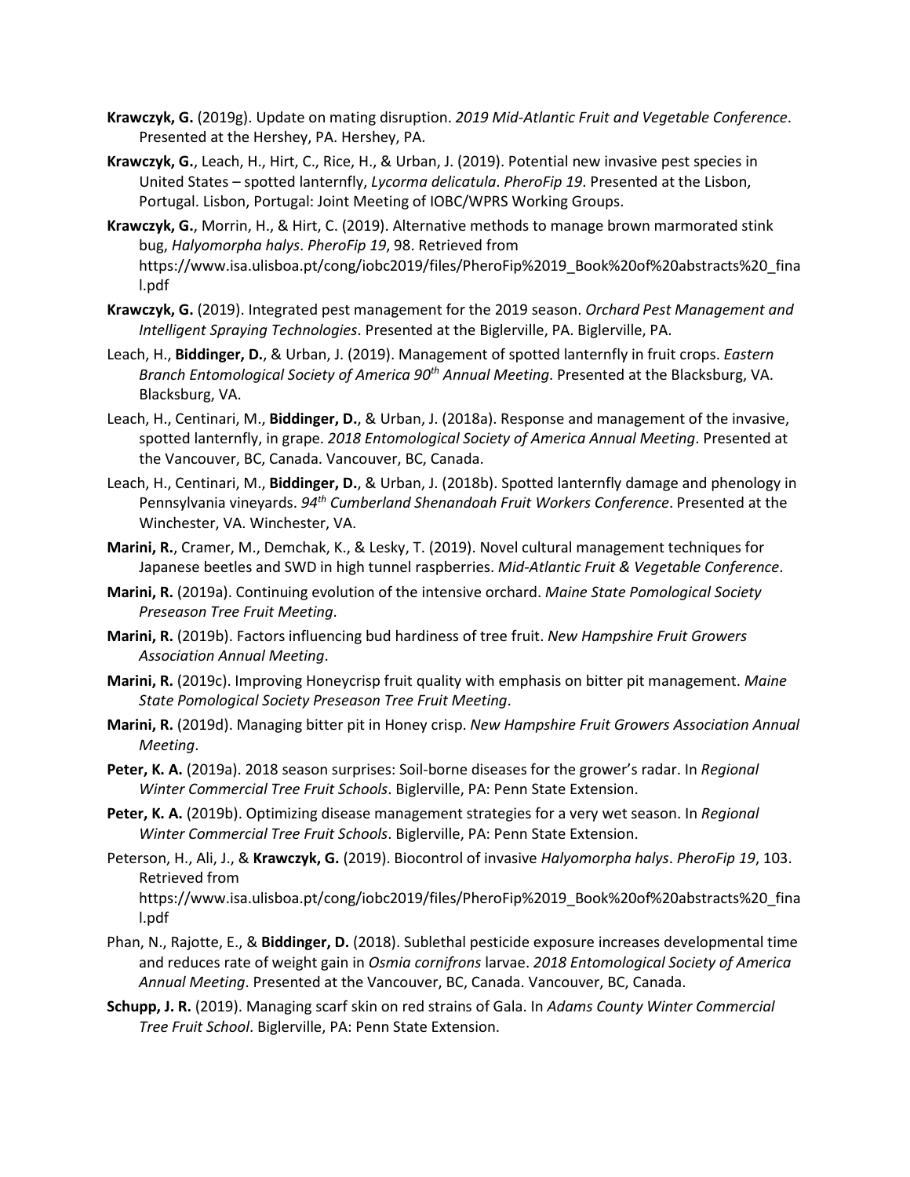**Krawczyk, G.** (2019g). Update on mating disruption. *2019 Mid-Atlantic Fruit and Vegetable Conference*. Presented at the Hershey, PA. Hershey, PA.

**Krawczyk, G.**, Leach, H., Hirt, C., Rice, H., & Urban, J. (2019). Potential new invasive pest species in United States – spotted lanternfly, *Lycorma delicatula*. *PheroFip 19*. Presented at the Lisbon, Portugal. Lisbon, Portugal: Joint Meeting of IOBC/WPRS Working Groups.

**Krawczyk, G.**, Morrin, H., & Hirt, C. (2019). Alternative methods to manage brown marmorated stink bug, *Halyomorpha halys*. *PheroFip 19*, 98. Retrieved from https://www.isa.ulisboa.pt/cong/iobc2019/files/PheroFip%2019_Book%20of%20abstracts%20_final.pdf

**Krawczyk, G.** (2019). Integrated pest management for the 2019 season. *Orchard Pest Management and Intelligent Spraying Technologies*. Presented at the Biglerville, PA. Biglerville, PA.

Leach, H., **Biddinger, D.**, & Urban, J. (2019). Management of spotted lanternfly in fruit crops. *Eastern Branch Entomological Society of America 90th Annual Meeting*. Presented at the Blacksburg, VA. Blacksburg, VA.

Leach, H., Centinari, M., **Biddinger, D.**, & Urban, J. (2018a). Response and management of the invasive, spotted lanternfly, in grape. *2018 Entomological Society of America Annual Meeting*. Presented at the Vancouver, BC, Canada. Vancouver, BC, Canada.

Leach, H., Centinari, M., **Biddinger, D.**, & Urban, J. (2018b). Spotted lanternfly damage and phenology in Pennsylvania vineyards. *94th Cumberland Shenandoah Fruit Workers Conference*. Presented at the Winchester, VA. Winchester, VA.

**Marini, R.**, Cramer, M., Demchak, K., & Lesky, T. (2019). Novel cultural management techniques for Japanese beetles and SWD in high tunnel raspberries. *Mid-Atlantic Fruit & Vegetable Conference*.

**Marini, R.** (2019a). Continuing evolution of the intensive orchard. *Maine State Pomological Society Preseason Tree Fruit Meeting*.

**Marini, R.** (2019b). Factors influencing bud hardiness of tree fruit. *New Hampshire Fruit Growers Association Annual Meeting*.

**Marini, R.** (2019c). Improving Honeycrisp fruit quality with emphasis on bitter pit management. *Maine State Pomological Society Preseason Tree Fruit Meeting*.

**Marini, R.** (2019d). Managing bitter pit in Honey crisp. *New Hampshire Fruit Growers Association Annual Meeting*.

**Peter, K. A.** (2019a). 2018 season surprises: Soil-borne diseases for the grower's radar. In *Regional Winter Commercial Tree Fruit Schools*. Biglerville, PA: Penn State Extension.

**Peter, K. A.** (2019b). Optimizing disease management strategies for a very wet season. In *Regional Winter Commercial Tree Fruit Schools*. Biglerville, PA: Penn State Extension.

Peterson, H., Ali, J., & **Krawczyk, G.** (2019). Biocontrol of invasive *Halyomorpha halys*. *PheroFip 19*, 103. Retrieved from https://www.isa.ulisboa.pt/cong/iobc2019/files/PheroFip%2019_Book%20of%20abstracts%20_final.pdf

Phan, N., Rajotte, E., & **Biddinger, D.** (2018). Sublethal pesticide exposure increases developmental time and reduces rate of weight gain in *Osmia cornifrons* larvae. *2018 Entomological Society of America Annual Meeting*. Presented at the Vancouver, BC, Canada. Vancouver, BC, Canada.

**Schupp, J. R.** (2019). Managing scarf skin on red strains of Gala. In *Adams County Winter Commercial Tree Fruit School*. Biglerville, PA: Penn State Extension.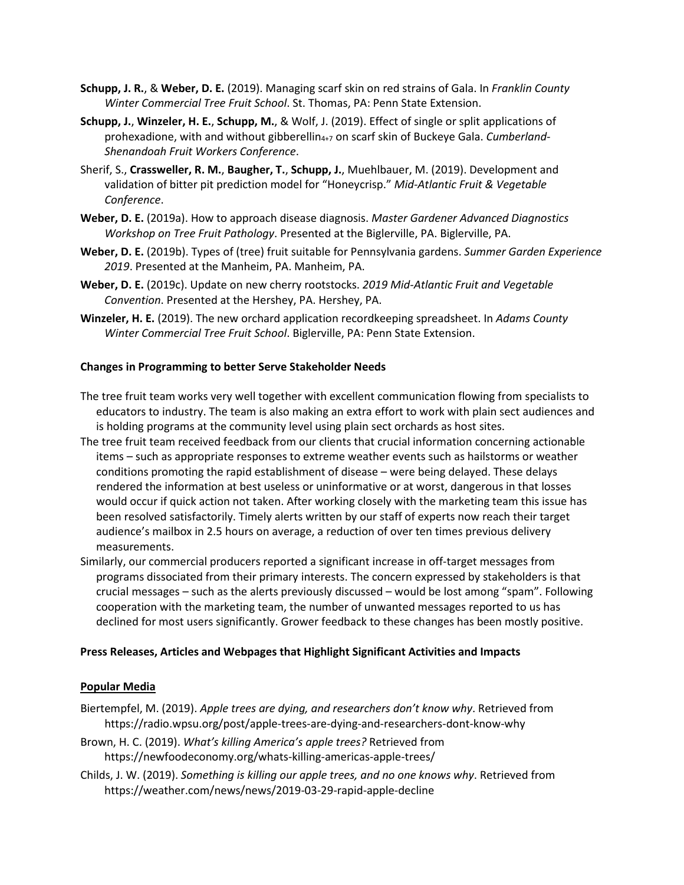**Schupp, J. R.**, & **Weber, D. E.** (2019). Managing scarf skin on red strains of Gala. In *Franklin County Winter Commercial Tree Fruit School*. St. Thomas, PA: Penn State Extension.

**Schupp, J.**, **Winzeler, H. E.**, **Schupp, M.**, & Wolf, J. (2019). Effect of single or split applications of prohexadione, with and without gibberellin$_{4+7}$ on scarf skin of Buckeye Gala. *Cumberland-Shenandoah Fruit Workers Conference*.

Sherif, S., **Crassweller, R. M.**, **Baugher, T.**, **Schupp, J.**, Muehlbauer, M. (2019). Development and validation of bitter pit prediction model for "Honeycrisp." *Mid-Atlantic Fruit & Vegetable Conference*.

**Weber, D. E.** (2019a). How to approach disease diagnosis. *Master Gardener Advanced Diagnostics Workshop on Tree Fruit Pathology*. Presented at the Biglerville, PA. Biglerville, PA.

**Weber, D. E.** (2019b). Types of (tree) fruit suitable for Pennsylvania gardens. *Summer Garden Experience 2019*. Presented at the Manheim, PA. Manheim, PA.

**Weber, D. E.** (2019c). Update on new cherry rootstocks. *2019 Mid-Atlantic Fruit and Vegetable Convention*. Presented at the Hershey, PA. Hershey, PA.

**Winzeler, H. E.** (2019). The new orchard application recordkeeping spreadsheet. In *Adams County Winter Commercial Tree Fruit School*. Biglerville, PA: Penn State Extension.

**Changes in Programming to better Serve Stakeholder Needs**

The tree fruit team works very well together with excellent communication flowing from specialists to educators to industry. The team is also making an extra effort to work with plain sect audiences and is holding programs at the community level using plain sect orchards as host sites.

The tree fruit team received feedback from our clients that crucial information concerning actionable items – such as appropriate responses to extreme weather events such as hailstorms or weather conditions promoting the rapid establishment of disease – were being delayed. These delays rendered the information at best useless or uninformative or at worst, dangerous in that losses would occur if quick action not taken. After working closely with the marketing team this issue has been resolved satisfactorily. Timely alerts written by our staff of experts now reach their target audience's mailbox in 2.5 hours on average, a reduction of over ten times previous delivery measurements.

Similarly, our commercial producers reported a significant increase in off-target messages from programs dissociated from their primary interests. The concern expressed by stakeholders is that crucial messages – such as the alerts previously discussed – would be lost among "spam". Following cooperation with the marketing team, the number of unwanted messages reported to us has declined for most users significantly. Grower feedback to these changes has been mostly positive.

**Press Releases, Articles and Webpages that Highlight Significant Activities and Impacts**

**Popular Media**

Biertempfel, M. (2019). *Apple trees are dying, and researchers don't know why*. Retrieved from https://radio.wpsu.org/post/apple-trees-are-dying-and-researchers-dont-know-why

Brown, H. C. (2019). *What's killing America's apple trees?* Retrieved from https://newfoodeconomy.org/whats-killing-americas-apple-trees/

Childs, J. W. (2019). *Something is killing our apple trees, and no one knows why*. Retrieved from https://weather.com/news/news/2019-03-29-rapid-apple-decline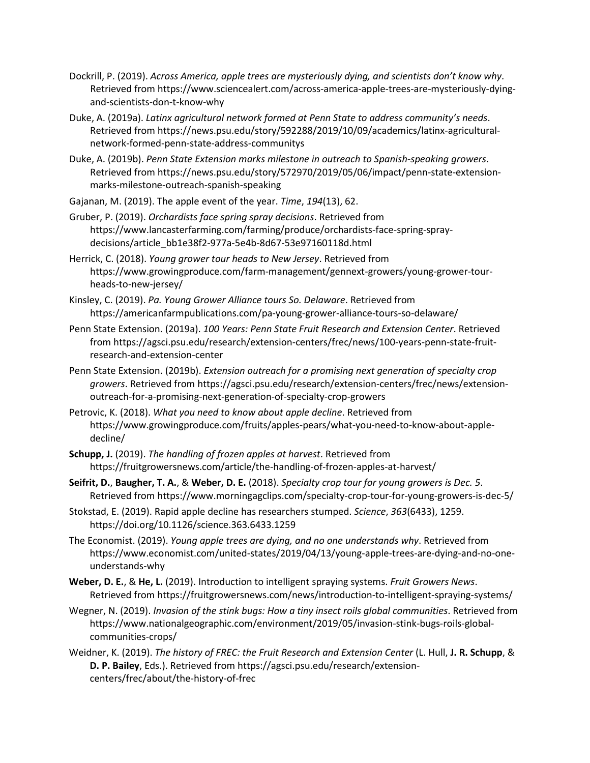Dockrill, P. (2019). *Across America, apple trees are mysteriously dying, and scientists don't know why*. Retrieved from https://www.sciencealert.com/across-america-apple-trees-are-mysteriously-dying-and-scientists-don-t-know-why

Duke, A. (2019a). *Latinx agricultural network formed at Penn State to address community's needs*. Retrieved from https://news.psu.edu/story/592288/2019/10/09/academics/latinx-agricultural-network-formed-penn-state-address-communitys

Duke, A. (2019b). *Penn State Extension marks milestone in outreach to Spanish-speaking growers*. Retrieved from https://news.psu.edu/story/572970/2019/05/06/impact/penn-state-extension-marks-milestone-outreach-spanish-speaking

Gajanan, M. (2019). The apple event of the year. *Time*, *194*(13), 62.

Gruber, P. (2019). *Orchardists face spring spray decisions*. Retrieved from https://www.lancasterfarming.com/farming/produce/orchardists-face-spring-spray-decisions/article_bb1e38f2-977a-5e4b-8d67-53e97160118d.html

Herrick, C. (2018). *Young grower tour heads to New Jersey*. Retrieved from https://www.growingproduce.com/farm-management/gennext-growers/young-grower-tour-heads-to-new-jersey/

Kinsley, C. (2019). *Pa. Young Grower Alliance tours So. Delaware*. Retrieved from https://americanfarmpublications.com/pa-young-grower-alliance-tours-so-delaware/

Penn State Extension. (2019a). *100 Years: Penn State Fruit Research and Extension Center*. Retrieved from https://agsci.psu.edu/research/extension-centers/frec/news/100-years-penn-state-fruit-research-and-extension-center

Penn State Extension. (2019b). *Extension outreach for a promising next generation of specialty crop growers*. Retrieved from https://agsci.psu.edu/research/extension-centers/frec/news/extension-outreach-for-a-promising-next-generation-of-specialty-crop-growers

Petrovic, K. (2018). *What you need to know about apple decline*. Retrieved from https://www.growingproduce.com/fruits/apples-pears/what-you-need-to-know-about-apple-decline/

**Schupp, J.** (2019). *The handling of frozen apples at harvest*. Retrieved from https://fruitgrowersnews.com/article/the-handling-of-frozen-apples-at-harvest/

**Seifrit, D.**, **Baugher, T. A.**, & **Weber, D. E.** (2018). *Specialty crop tour for young growers is Dec. 5*. Retrieved from https://www.morningagclips.com/specialty-crop-tour-for-young-growers-is-dec-5/

Stokstad, E. (2019). Rapid apple decline has researchers stumped. *Science*, *363*(6433), 1259. https://doi.org/10.1126/science.363.6433.1259

The Economist. (2019). *Young apple trees are dying, and no one understands why*. Retrieved from https://www.economist.com/united-states/2019/04/13/young-apple-trees-are-dying-and-no-one-understands-why

**Weber, D. E.**, & **He, L.** (2019). Introduction to intelligent spraying systems. *Fruit Growers News*. Retrieved from https://fruitgrowersnews.com/news/introduction-to-intelligent-spraying-systems/

Wegner, N. (2019). *Invasion of the stink bugs: How a tiny insect roils global communities*. Retrieved from https://www.nationalgeographic.com/environment/2019/05/invasion-stink-bugs-roils-global-communities-crops/

Weidner, K. (2019). *The history of FREC: the Fruit Research and Extension Center* (L. Hull, **J. R. Schupp**, & **D. P. Bailey**, Eds.). Retrieved from https://agsci.psu.edu/research/extension-centers/frec/about/the-history-of-frec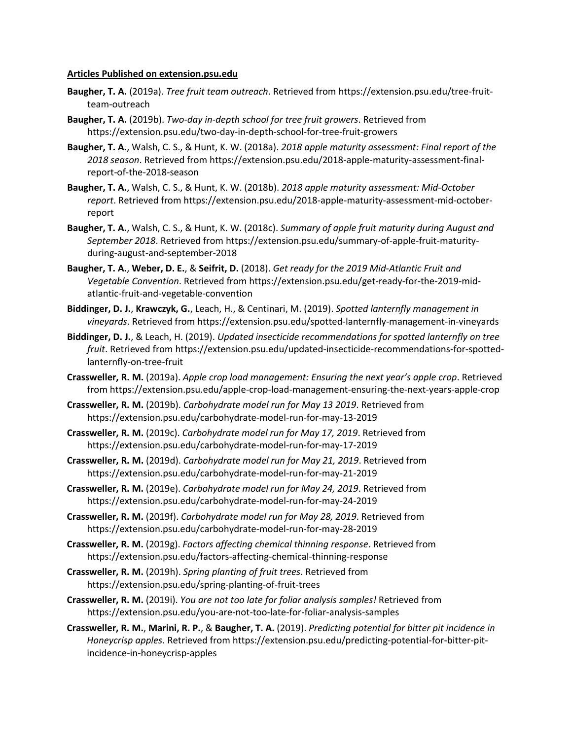**Articles Published on extension.psu.edu**

**Baugher, T. A.** (2019a). *Tree fruit team outreach*. Retrieved from https://extension.psu.edu/tree-fruit-team-outreach

**Baugher, T. A.** (2019b). *Two-day in-depth school for tree fruit growers*. Retrieved from https://extension.psu.edu/two-day-in-depth-school-for-tree-fruit-growers

**Baugher, T. A.**, Walsh, C. S., & Hunt, K. W. (2018a). *2018 apple maturity assessment: Final report of the 2018 season*. Retrieved from https://extension.psu.edu/2018-apple-maturity-assessment-final-report-of-the-2018-season

**Baugher, T. A.**, Walsh, C. S., & Hunt, K. W. (2018b). *2018 apple maturity assessment: Mid-October report*. Retrieved from https://extension.psu.edu/2018-apple-maturity-assessment-mid-october-report

**Baugher, T. A.**, Walsh, C. S., & Hunt, K. W. (2018c). *Summary of apple fruit maturity during August and September 2018*. Retrieved from https://extension.psu.edu/summary-of-apple-fruit-maturity-during-august-and-september-2018

**Baugher, T. A.**, **Weber, D. E.**, & **Seifrit, D.** (2018). *Get ready for the 2019 Mid-Atlantic Fruit and Vegetable Convention*. Retrieved from https://extension.psu.edu/get-ready-for-the-2019-mid-atlantic-fruit-and-vegetable-convention

**Biddinger, D. J.**, **Krawczyk, G.**, Leach, H., & Centinari, M. (2019). *Spotted lanternfly management in vineyards*. Retrieved from https://extension.psu.edu/spotted-lanternfly-management-in-vineyards

**Biddinger, D. J.**, & Leach, H. (2019). *Updated insecticide recommendations for spotted lanternfly on tree fruit*. Retrieved from https://extension.psu.edu/updated-insecticide-recommendations-for-spotted-lanternfly-on-tree-fruit

**Crassweller, R. M.** (2019a). *Apple crop load management: Ensuring the next year's apple crop*. Retrieved from https://extension.psu.edu/apple-crop-load-management-ensuring-the-next-years-apple-crop

**Crassweller, R. M.** (2019b). *Carbohydrate model run for May 13 2019*. Retrieved from https://extension.psu.edu/carbohydrate-model-run-for-may-13-2019

**Crassweller, R. M.** (2019c). *Carbohydrate model run for May 17, 2019*. Retrieved from https://extension.psu.edu/carbohydrate-model-run-for-may-17-2019

**Crassweller, R. M.** (2019d). *Carbohydrate model run for May 21, 2019*. Retrieved from https://extension.psu.edu/carbohydrate-model-run-for-may-21-2019

**Crassweller, R. M.** (2019e). *Carbohydrate model run for May 24, 2019*. Retrieved from https://extension.psu.edu/carbohydrate-model-run-for-may-24-2019

**Crassweller, R. M.** (2019f). *Carbohydrate model run for May 28, 2019*. Retrieved from https://extension.psu.edu/carbohydrate-model-run-for-may-28-2019

**Crassweller, R. M.** (2019g). *Factors affecting chemical thinning response*. Retrieved from https://extension.psu.edu/factors-affecting-chemical-thinning-response

**Crassweller, R. M.** (2019h). *Spring planting of fruit trees*. Retrieved from https://extension.psu.edu/spring-planting-of-fruit-trees

**Crassweller, R. M.** (2019i). *You are not too late for foliar analysis samples!* Retrieved from https://extension.psu.edu/you-are-not-too-late-for-foliar-analysis-samples

**Crassweller, R. M.**, **Marini, R. P.**, & **Baugher, T. A.** (2019). *Predicting potential for bitter pit incidence in Honeycrisp apples*. Retrieved from https://extension.psu.edu/predicting-potential-for-bitter-pit-incidence-in-honeycrisp-apples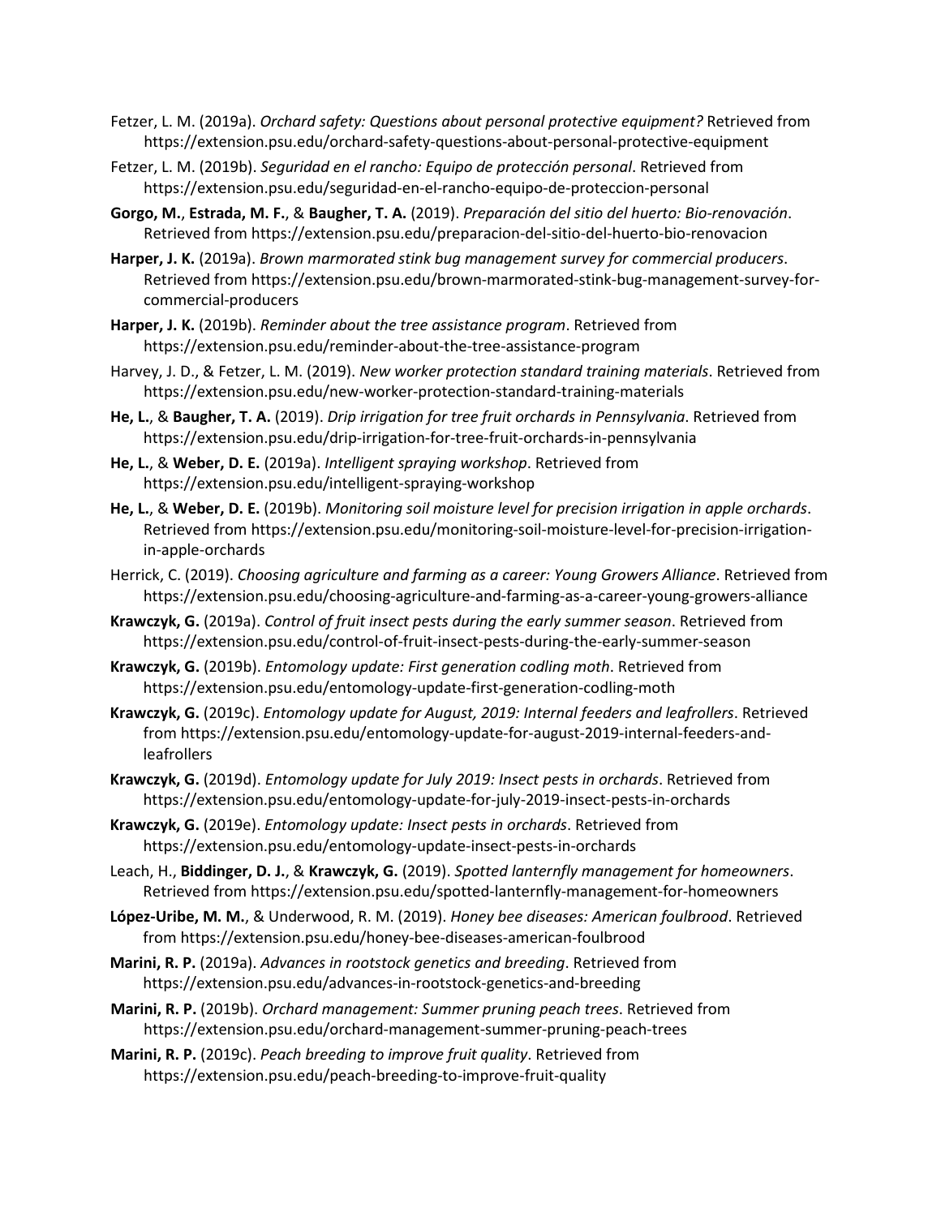Fetzer, L. M. (2019a). *Orchard safety: Questions about personal protective equipment?* Retrieved from https://extension.psu.edu/orchard-safety-questions-about-personal-protective-equipment

Fetzer, L. M. (2019b). *Seguridad en el rancho: Equipo de protección personal*. Retrieved from https://extension.psu.edu/seguridad-en-el-rancho-equipo-de-proteccion-personal

**Gorgo, M.**, **Estrada, M. F.**, & **Baugher, T. A.** (2019). *Preparación del sitio del huerto: Bio-renovación*. Retrieved from https://extension.psu.edu/preparacion-del-sitio-del-huerto-bio-renovacion

**Harper, J. K.** (2019a). *Brown marmorated stink bug management survey for commercial producers*. Retrieved from https://extension.psu.edu/brown-marmorated-stink-bug-management-survey-for-commercial-producers

**Harper, J. K.** (2019b). *Reminder about the tree assistance program*. Retrieved from https://extension.psu.edu/reminder-about-the-tree-assistance-program

Harvey, J. D., & Fetzer, L. M. (2019). *New worker protection standard training materials*. Retrieved from https://extension.psu.edu/new-worker-protection-standard-training-materials

**He, L.**, & **Baugher, T. A.** (2019). *Drip irrigation for tree fruit orchards in Pennsylvania*. Retrieved from https://extension.psu.edu/drip-irrigation-for-tree-fruit-orchards-in-pennsylvania

**He, L.**, & **Weber, D. E.** (2019a). *Intelligent spraying workshop*. Retrieved from https://extension.psu.edu/intelligent-spraying-workshop

**He, L.**, & **Weber, D. E.** (2019b). *Monitoring soil moisture level for precision irrigation in apple orchards*. Retrieved from https://extension.psu.edu/monitoring-soil-moisture-level-for-precision-irrigation-in-apple-orchards

Herrick, C. (2019). *Choosing agriculture and farming as a career: Young Growers Alliance*. Retrieved from https://extension.psu.edu/choosing-agriculture-and-farming-as-a-career-young-growers-alliance

**Krawczyk, G.** (2019a). *Control of fruit insect pests during the early summer season*. Retrieved from https://extension.psu.edu/control-of-fruit-insect-pests-during-the-early-summer-season

**Krawczyk, G.** (2019b). *Entomology update: First generation codling moth*. Retrieved from https://extension.psu.edu/entomology-update-first-generation-codling-moth

**Krawczyk, G.** (2019c). *Entomology update for August, 2019: Internal feeders and leafrollers*. Retrieved from https://extension.psu.edu/entomology-update-for-august-2019-internal-feeders-and-leafrollers

**Krawczyk, G.** (2019d). *Entomology update for July 2019: Insect pests in orchards*. Retrieved from https://extension.psu.edu/entomology-update-for-july-2019-insect-pests-in-orchards

**Krawczyk, G.** (2019e). *Entomology update: Insect pests in orchards*. Retrieved from https://extension.psu.edu/entomology-update-insect-pests-in-orchards

Leach, H., **Biddinger, D. J.**, & **Krawczyk, G.** (2019). *Spotted lanternfly management for homeowners*. Retrieved from https://extension.psu.edu/spotted-lanternfly-management-for-homeowners

**López-Uribe, M. M.**, & Underwood, R. M. (2019). *Honey bee diseases: American foulbrood*. Retrieved from https://extension.psu.edu/honey-bee-diseases-american-foulbrood

**Marini, R. P.** (2019a). *Advances in rootstock genetics and breeding*. Retrieved from https://extension.psu.edu/advances-in-rootstock-genetics-and-breeding

**Marini, R. P.** (2019b). *Orchard management: Summer pruning peach trees*. Retrieved from https://extension.psu.edu/orchard-management-summer-pruning-peach-trees

**Marini, R. P.** (2019c). *Peach breeding to improve fruit quality*. Retrieved from https://extension.psu.edu/peach-breeding-to-improve-fruit-quality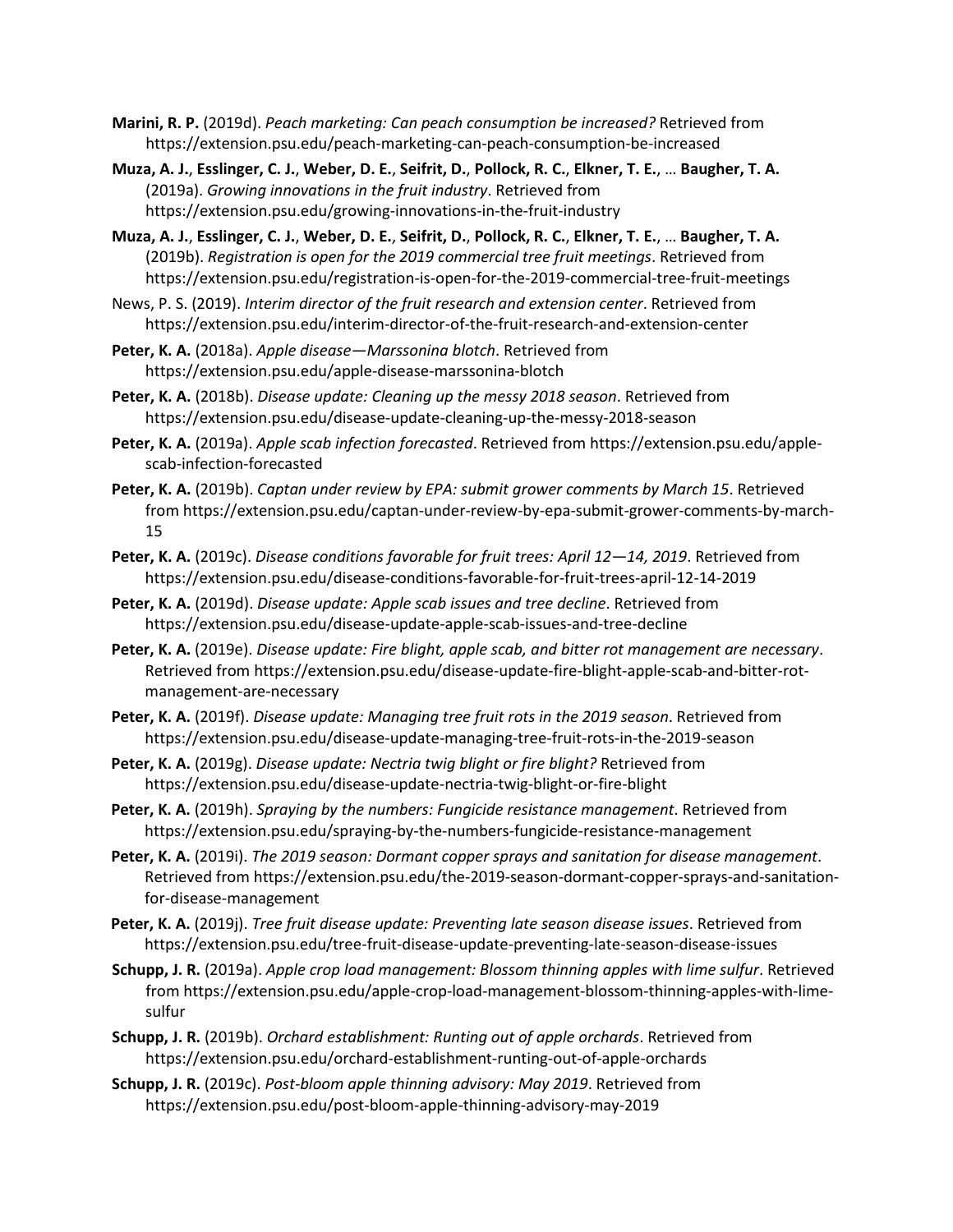**Marini, R. P.** (2019d). *Peach marketing: Can peach consumption be increased?* Retrieved from https://extension.psu.edu/peach-marketing-can-peach-consumption-be-increased

**Muza, A. J.**, **Esslinger, C. J.**, **Weber, D. E.**, **Seifrit, D.**, **Pollock, R. C.**, **Elkner, T. E.**, … **Baugher, T. A.** (2019a). *Growing innovations in the fruit industry*. Retrieved from https://extension.psu.edu/growing-innovations-in-the-fruit-industry

**Muza, A. J.**, **Esslinger, C. J.**, **Weber, D. E.**, **Seifrit, D.**, **Pollock, R. C.**, **Elkner, T. E.**, … **Baugher, T. A.** (2019b). *Registration is open for the 2019 commercial tree fruit meetings*. Retrieved from https://extension.psu.edu/registration-is-open-for-the-2019-commercial-tree-fruit-meetings

News, P. S. (2019). *Interim director of the fruit research and extension center*. Retrieved from https://extension.psu.edu/interim-director-of-the-fruit-research-and-extension-center

**Peter, K. A.** (2018a). *Apple disease—Marssonina blotch*. Retrieved from https://extension.psu.edu/apple-disease-marssonina-blotch

**Peter, K. A.** (2018b). *Disease update: Cleaning up the messy 2018 season*. Retrieved from https://extension.psu.edu/disease-update-cleaning-up-the-messy-2018-season

**Peter, K. A.** (2019a). *Apple scab infection forecasted*. Retrieved from https://extension.psu.edu/apple-scab-infection-forecasted

**Peter, K. A.** (2019b). *Captan under review by EPA: submit grower comments by March 15*. Retrieved from https://extension.psu.edu/captan-under-review-by-epa-submit-grower-comments-by-march-15

**Peter, K. A.** (2019c). *Disease conditions favorable for fruit trees: April 12—14, 2019*. Retrieved from https://extension.psu.edu/disease-conditions-favorable-for-fruit-trees-april-12-14-2019

**Peter, K. A.** (2019d). *Disease update: Apple scab issues and tree decline*. Retrieved from https://extension.psu.edu/disease-update-apple-scab-issues-and-tree-decline

**Peter, K. A.** (2019e). *Disease update: Fire blight, apple scab, and bitter rot management are necessary*. Retrieved from https://extension.psu.edu/disease-update-fire-blight-apple-scab-and-bitter-rot-management-are-necessary

**Peter, K. A.** (2019f). *Disease update: Managing tree fruit rots in the 2019 season*. Retrieved from https://extension.psu.edu/disease-update-managing-tree-fruit-rots-in-the-2019-season

**Peter, K. A.** (2019g). *Disease update: Nectria twig blight or fire blight?* Retrieved from https://extension.psu.edu/disease-update-nectria-twig-blight-or-fire-blight

**Peter, K. A.** (2019h). *Spraying by the numbers: Fungicide resistance management*. Retrieved from https://extension.psu.edu/spraying-by-the-numbers-fungicide-resistance-management

**Peter, K. A.** (2019i). *The 2019 season: Dormant copper sprays and sanitation for disease management*. Retrieved from https://extension.psu.edu/the-2019-season-dormant-copper-sprays-and-sanitation-for-disease-management

**Peter, K. A.** (2019j). *Tree fruit disease update: Preventing late season disease issues*. Retrieved from https://extension.psu.edu/tree-fruit-disease-update-preventing-late-season-disease-issues

**Schupp, J. R.** (2019a). *Apple crop load management: Blossom thinning apples with lime sulfur*. Retrieved from https://extension.psu.edu/apple-crop-load-management-blossom-thinning-apples-with-lime-sulfur

**Schupp, J. R.** (2019b). *Orchard establishment: Runting out of apple orchards*. Retrieved from https://extension.psu.edu/orchard-establishment-runting-out-of-apple-orchards

**Schupp, J. R.** (2019c). *Post-bloom apple thinning advisory: May 2019*. Retrieved from https://extension.psu.edu/post-bloom-apple-thinning-advisory-may-2019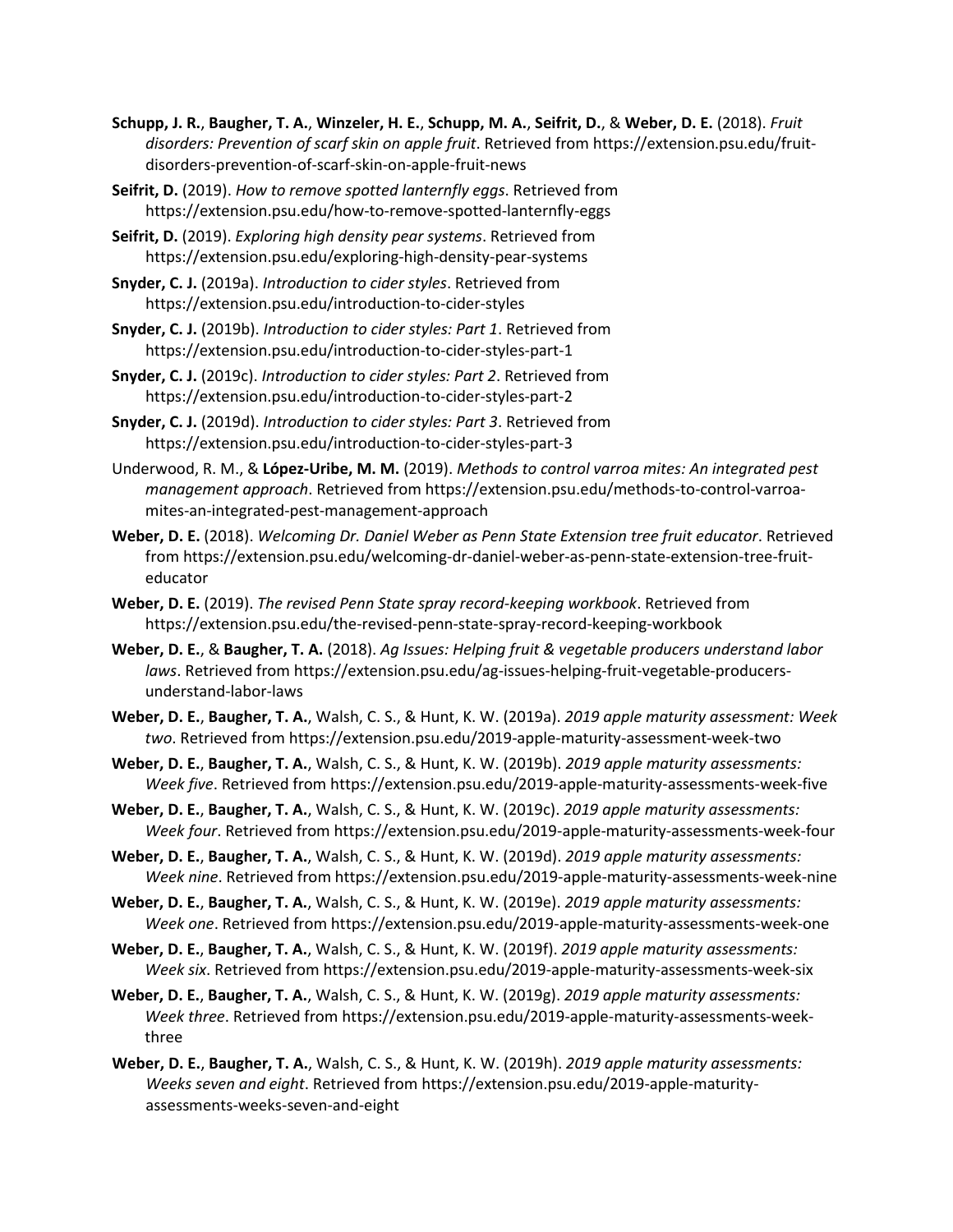**Schupp, J. R.**, **Baugher, T. A.**, **Winzeler, H. E.**, **Schupp, M. A.**, **Seifrit, D.**, & **Weber, D. E.** (2018). *Fruit disorders: Prevention of scarf skin on apple fruit*. Retrieved from https://extension.psu.edu/fruit-disorders-prevention-of-scarf-skin-on-apple-fruit-news

**Seifrit, D.** (2019). *How to remove spotted lanternfly eggs*. Retrieved from https://extension.psu.edu/how-to-remove-spotted-lanternfly-eggs

**Seifrit, D.** (2019). *Exploring high density pear systems*. Retrieved from https://extension.psu.edu/exploring-high-density-pear-systems

**Snyder, C. J.** (2019a). *Introduction to cider styles*. Retrieved from https://extension.psu.edu/introduction-to-cider-styles

**Snyder, C. J.** (2019b). *Introduction to cider styles: Part 1*. Retrieved from https://extension.psu.edu/introduction-to-cider-styles-part-1

**Snyder, C. J.** (2019c). *Introduction to cider styles: Part 2*. Retrieved from https://extension.psu.edu/introduction-to-cider-styles-part-2

**Snyder, C. J.** (2019d). *Introduction to cider styles: Part 3*. Retrieved from https://extension.psu.edu/introduction-to-cider-styles-part-3

Underwood, R. M., & **López-Uribe, M. M.** (2019). *Methods to control varroa mites: An integrated pest management approach*. Retrieved from https://extension.psu.edu/methods-to-control-varroa-mites-an-integrated-pest-management-approach

**Weber, D. E.** (2018). *Welcoming Dr. Daniel Weber as Penn State Extension tree fruit educator*. Retrieved from https://extension.psu.edu/welcoming-dr-daniel-weber-as-penn-state-extension-tree-fruit-educator

**Weber, D. E.** (2019). *The revised Penn State spray record-keeping workbook*. Retrieved from https://extension.psu.edu/the-revised-penn-state-spray-record-keeping-workbook

**Weber, D. E.**, & **Baugher, T. A.** (2018). *Ag Issues: Helping fruit & vegetable producers understand labor laws*. Retrieved from https://extension.psu.edu/ag-issues-helping-fruit-vegetable-producers-understand-labor-laws

**Weber, D. E.**, **Baugher, T. A.**, Walsh, C. S., & Hunt, K. W. (2019a). *2019 apple maturity assessment: Week two*. Retrieved from https://extension.psu.edu/2019-apple-maturity-assessment-week-two

**Weber, D. E.**, **Baugher, T. A.**, Walsh, C. S., & Hunt, K. W. (2019b). *2019 apple maturity assessments: Week five*. Retrieved from https://extension.psu.edu/2019-apple-maturity-assessments-week-five

**Weber, D. E.**, **Baugher, T. A.**, Walsh, C. S., & Hunt, K. W. (2019c). *2019 apple maturity assessments: Week four*. Retrieved from https://extension.psu.edu/2019-apple-maturity-assessments-week-four

**Weber, D. E.**, **Baugher, T. A.**, Walsh, C. S., & Hunt, K. W. (2019d). *2019 apple maturity assessments: Week nine*. Retrieved from https://extension.psu.edu/2019-apple-maturity-assessments-week-nine

**Weber, D. E.**, **Baugher, T. A.**, Walsh, C. S., & Hunt, K. W. (2019e). *2019 apple maturity assessments: Week one*. Retrieved from https://extension.psu.edu/2019-apple-maturity-assessments-week-one

**Weber, D. E.**, **Baugher, T. A.**, Walsh, C. S., & Hunt, K. W. (2019f). *2019 apple maturity assessments: Week six*. Retrieved from https://extension.psu.edu/2019-apple-maturity-assessments-week-six

**Weber, D. E.**, **Baugher, T. A.**, Walsh, C. S., & Hunt, K. W. (2019g). *2019 apple maturity assessments: Week three*. Retrieved from https://extension.psu.edu/2019-apple-maturity-assessments-week-three

**Weber, D. E.**, **Baugher, T. A.**, Walsh, C. S., & Hunt, K. W. (2019h). *2019 apple maturity assessments: Weeks seven and eight*. Retrieved from https://extension.psu.edu/2019-apple-maturity-assessments-weeks-seven-and-eight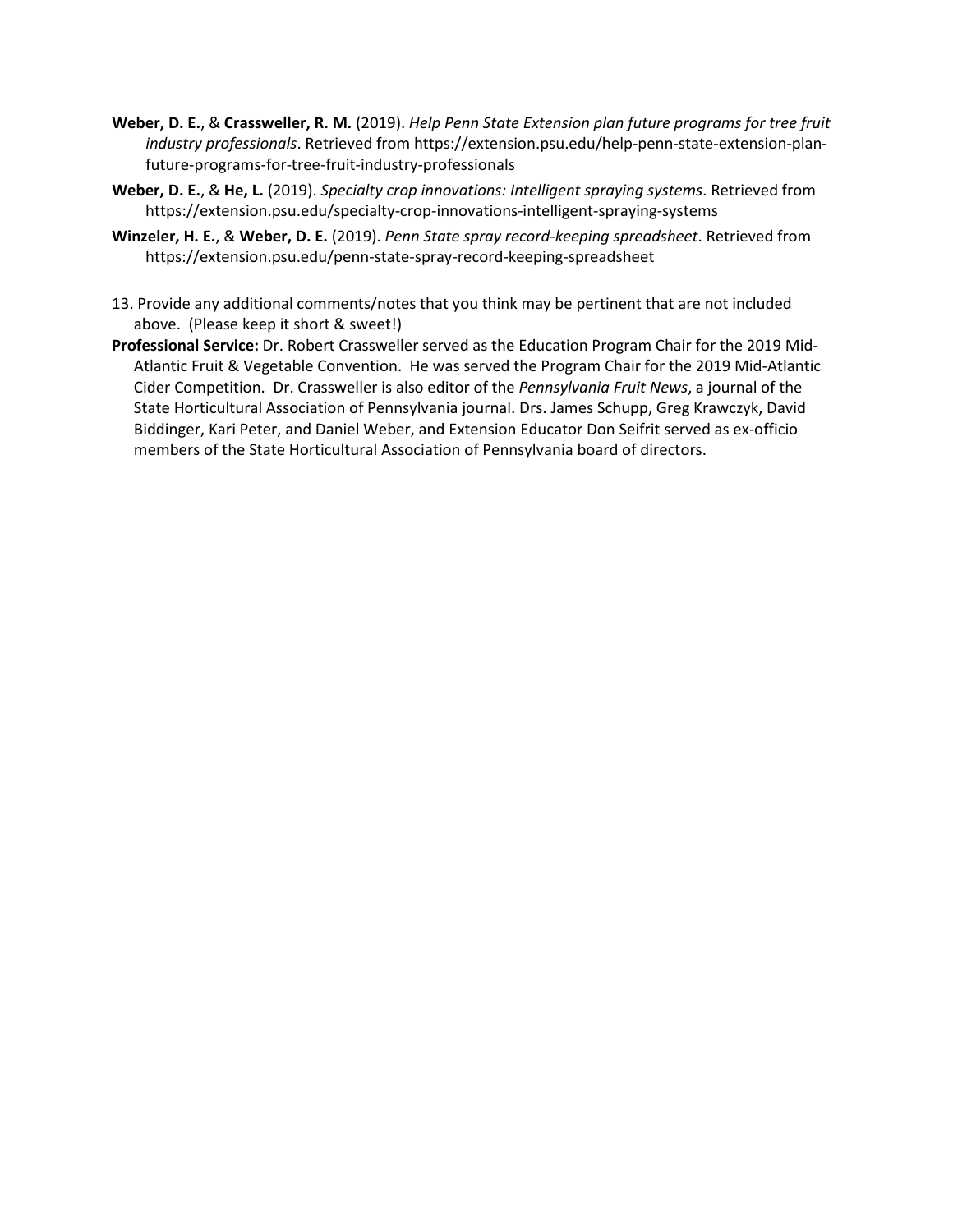**Weber, D. E.**, & **Crassweller, R. M.** (2019). *Help Penn State Extension plan future programs for tree fruit industry professionals*. Retrieved from https://extension.psu.edu/help-penn-state-extension-plan-future-programs-for-tree-fruit-industry-professionals

**Weber, D. E.**, & **He, L.** (2019). *Specialty crop innovations: Intelligent spraying systems*. Retrieved from https://extension.psu.edu/specialty-crop-innovations-intelligent-spraying-systems

**Winzeler, H. E.**, & **Weber, D. E.** (2019). *Penn State spray record-keeping spreadsheet*. Retrieved from https://extension.psu.edu/penn-state-spray-record-keeping-spreadsheet

13. Provide any additional comments/notes that you think may be pertinent that are not included above. (Please keep it short & sweet!)

**Professional Service:** Dr. Robert Crassweller served as the Education Program Chair for the 2019 Mid-Atlantic Fruit & Vegetable Convention. He was served the Program Chair for the 2019 Mid-Atlantic Cider Competition. Dr. Crassweller is also editor of the *Pennsylvania Fruit News*, a journal of the State Horticultural Association of Pennsylvania journal. Drs. James Schupp, Greg Krawczyk, David Biddinger, Kari Peter, and Daniel Weber, and Extension Educator Don Seifrit served as ex-officio members of the State Horticultural Association of Pennsylvania board of directors.